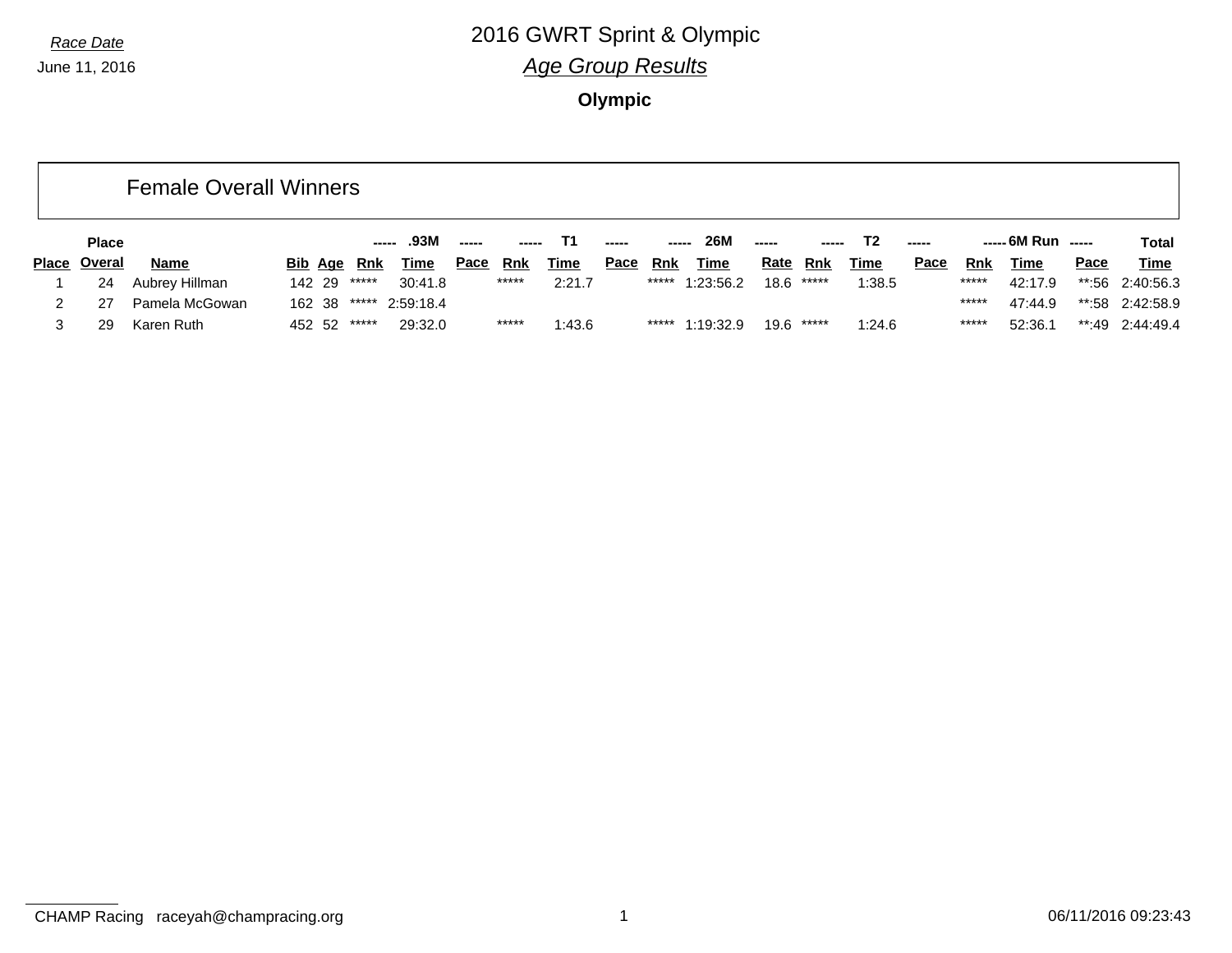Race Date

June 11, 2016

# 2016 GWRT Sprint & Olympic

## *Age Group Results*

### Olympic

## Female Overall Winners

| Place | Place Overal | Name | Bib | Age | ----- Rnk | .93M Time | ----- Pace | ----- Rnk | T1 Time | ----- Pace | ----- Rnk | 26M Time | ----- Rate | ----- Rnk | T2 Time | ----- Pace | ----- Rnk | 6M Run Time | ----- Pace | Total Time |
|---|---|---|---|---|---|---|---|---|---|---|---|---|---|---|---|---|---|---|---|---|
| 1 | 24 | Aubrey Hillman | 142 | 29 | ***** | 30:41.8 | | ***** | 2:21.7 | | ***** | 1:23:56.2 | 18.6 | ***** | 1:38.5 | | ***** | 42:17.9 | **:56 | 2:40:56.3 |
| 2 | 27 | Pamela McGowan | 162 | 38 | ***** | 2:59:18.4 | | | | | | | | | | | ***** | 47:44.9 | **:58 | 2:42:58.9 |
| 3 | 29 | Karen Ruth | 452 | 52 | ***** | 29:32.0 | | ***** | 1:43.6 | | ***** | 1:19:32.9 | 19.6 | ***** | 1:24.6 | | ***** | 52:36.1 | **:49 | 2:44:49.4 |

CHAMP Racing raceyah@champracing.org

06/11/2016 09:23:43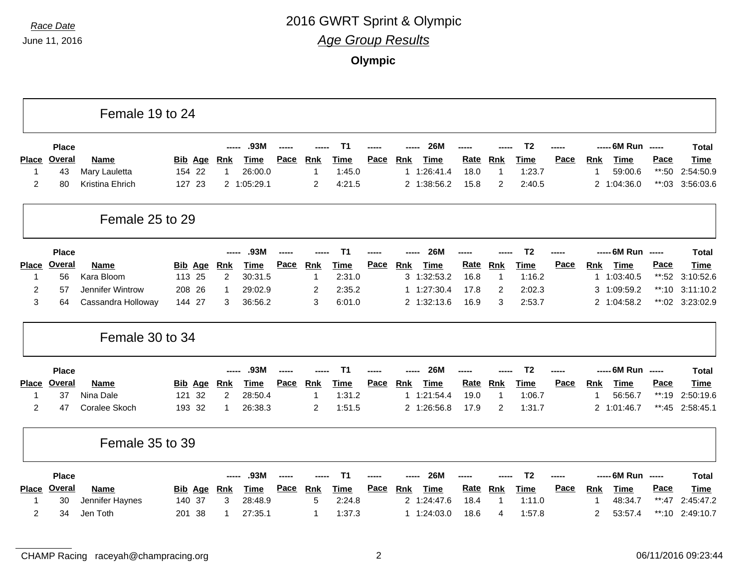Race Date

June 11, 2016

# 2016 GWRT Sprint & Olympic

## *Age Group Results*

### Olympic

## Female 19 to 24

| Place | Place Overal | Name | Bib | Age | Rnk | .93M Time | Pace | Rnk | T1 Time | Pace | Rnk | 26M Time | Rate | Rnk | T2 Time | Pace | Rnk | 6M Run Time | Pace | Total Time |
|---|---|---|---|---|---|---|---|---|---|---|---|---|---|---|---|---|---|---|---|---|
| 1 | 43 | Mary Lauletta | 154 | 22 | 1 | 26:00.0 | | 1 | 1:45.0 | | 1 | 1:26:41.4 | 18.0 | 1 | 1:23.7 | | 1 | 59:00.6 | **:50 | 2:54:50.9 |
| 2 | 80 | Kristina Ehrich | 127 | 23 | 2 | 1:05:29.1 | | 2 | 4:21.5 | | 2 | 1:38:56.2 | 15.8 | 2 | 2:40.5 | | 2 | 1:04:36.0 | **:03 | 3:56:03.6 |

## Female 25 to 29

| Place | Place Overal | Name | Bib | Age | Rnk | .93M Time | Pace | Rnk | T1 Time | Pace | Rnk | 26M Time | Rate | Rnk | T2 Time | Pace | Rnk | 6M Run Time | Pace | Total Time |
|---|---|---|---|---|---|---|---|---|---|---|---|---|---|---|---|---|---|---|---|---|
| 1 | 56 | Kara Bloom | 113 | 25 | 2 | 30:31.5 | | 1 | 2:31.0 | | 3 | 1:32:53.2 | 16.8 | 1 | 1:16.2 | | 1 | 1:03:40.5 | **:52 | 3:10:52.6 |
| 2 | 57 | Jennifer Wintrow | 208 | 26 | 1 | 29:02.9 | | 2 | 2:35.2 | | 1 | 1:27:30.4 | 17.8 | 2 | 2:02.3 | | 3 | 1:09:59.2 | **:10 | 3:11:10.2 |
| 3 | 64 | Cassandra Holloway | 144 | 27 | 3 | 36:56.2 | | 3 | 6:01.0 | | 2 | 1:32:13.6 | 16.9 | 3 | 2:53.7 | | 2 | 1:04:58.2 | **:02 | 3:23:02.9 |

## Female 30 to 34

| Place | Place Overal | Name | Bib | Age | Rnk | .93M Time | Pace | Rnk | T1 Time | Pace | Rnk | 26M Time | Rate | Rnk | T2 Time | Pace | Rnk | 6M Run Time | Pace | Total Time |
|---|---|---|---|---|---|---|---|---|---|---|---|---|---|---|---|---|---|---|---|---|
| 1 | 37 | Nina Dale | 121 | 32 | 2 | 28:50.4 | | 1 | 1:31.2 | | 1 | 1:21:54.4 | 19.0 | 1 | 1:06.7 | | 1 | 56:56.7 | **:19 | 2:50:19.6 |
| 2 | 47 | Coralee Skoch | 193 | 32 | 1 | 26:38.3 | | 2 | 1:51.5 | | 2 | 1:26:56.8 | 17.9 | 2 | 1:31.7 | | 2 | 1:01:46.7 | **:45 | 2:58:45.1 |

## Female 35 to 39

| Place | Place Overal | Name | Bib | Age | Rnk | .93M Time | Pace | Rnk | T1 Time | Pace | Rnk | 26M Time | Rate | Rnk | T2 Time | Pace | Rnk | 6M Run Time | Pace | Total Time |
|---|---|---|---|---|---|---|---|---|---|---|---|---|---|---|---|---|---|---|---|---|
| 1 | 30 | Jennifer Haynes | 140 | 37 | 3 | 28:48.9 | | 5 | 2:24.8 | | 2 | 1:24:47.6 | 18.4 | 1 | 1:11.0 | | 1 | 48:34.7 | **:47 | 2:45:47.2 |
| 2 | 34 | Jen Toth | 201 | 38 | 1 | 27:35.1 | | 1 | 1:37.3 | | 1 | 1:24:03.0 | 18.6 | 4 | 1:57.8 | | 2 | 53:57.4 | **:10 | 2:49:10.7 |

CHAMP Racing raceyah@champracing.org

06/11/2016 09:23:44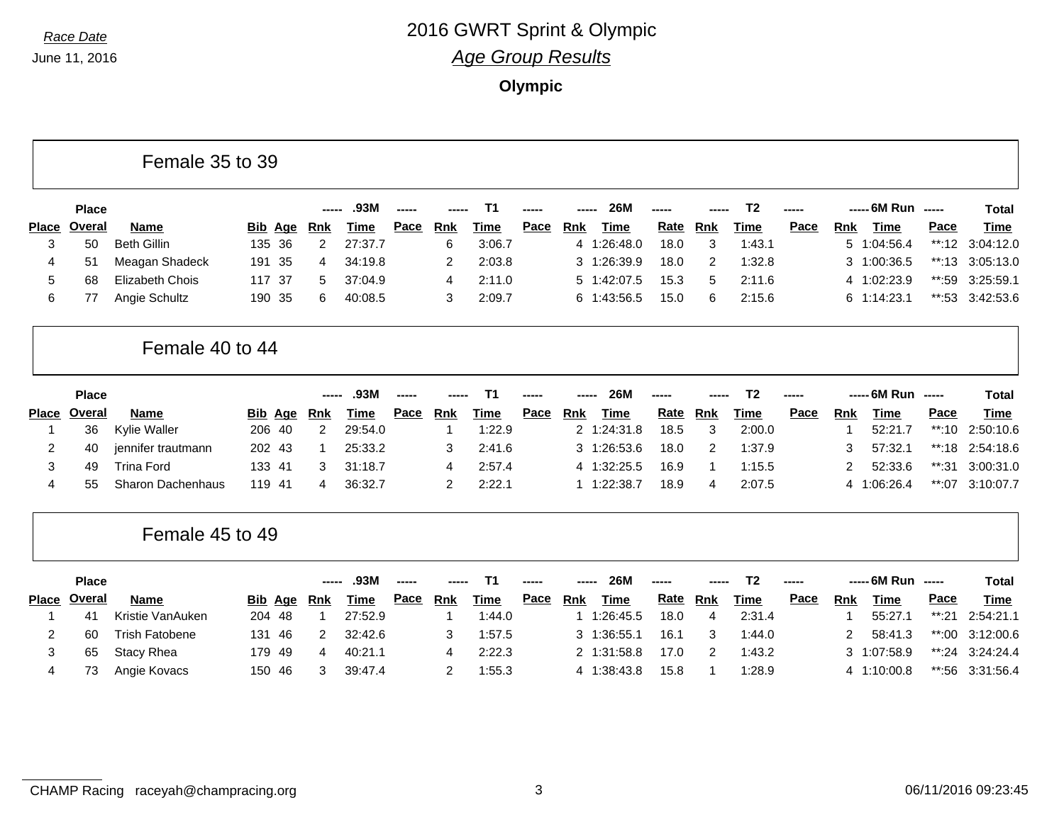*Race Date*

June 11, 2016

# 2016 GWRT Sprint & Olympic

## *Age Group Results*

### Olympic

## Female 35 to 39

| Place | Place Overal | Name | Bib | Age | .93M Rnk | .93M Time | .93M Pace | T1 Rnk | T1 Time | T1 Pace | 26M Rnk | 26M Time | 26M Rate | T2 Rnk | T2 Time | T2 Pace | 6M Run Rnk | 6M Run Time | 6M Run Pace | Total Time |
|---|---|---|---|---|---|---|---|---|---|---|---|---|---|---|---|---|---|---|---|---|
| 3 | 50 | Beth Gillin | 135 | 36 | 2 | 27:37.7 | | 6 | 3:06.7 | | 4 | 1:26:48.0 | 18.0 | 3 | 1:43.1 | | 5 | 1:04:56.4 | **:12 | 3:04:12.0 |
| 4 | 51 | Meagan Shadeck | 191 | 35 | 4 | 34:19.8 | | 2 | 2:03.8 | | 3 | 1:26:39.9 | 18.0 | 2 | 1:32.8 | | 3 | 1:00:36.5 | **:13 | 3:05:13.0 |
| 5 | 68 | Elizabeth Chois | 117 | 37 | 5 | 37:04.9 | | 4 | 2:11.0 | | 5 | 1:42:07.5 | 15.3 | 5 | 2:11.6 | | 4 | 1:02:23.9 | **:59 | 3:25:59.1 |
| 6 | 77 | Angie Schultz | 190 | 35 | 6 | 40:08.5 | | 3 | 2:09.7 | | 6 | 1:43:56.5 | 15.0 | 6 | 2:15.6 | | 6 | 1:14:23.1 | **:53 | 3:42:53.6 |

## Female 40 to 44

| Place | Place Overal | Name | Bib | Age | .93M Rnk | .93M Time | .93M Pace | T1 Rnk | T1 Time | T1 Pace | 26M Rnk | 26M Time | 26M Rate | T2 Rnk | T2 Time | T2 Pace | 6M Run Rnk | 6M Run Time | 6M Run Pace | Total Time |
|---|---|---|---|---|---|---|---|---|---|---|---|---|---|---|---|---|---|---|---|---|
| 1 | 36 | Kylie Waller | 206 | 40 | 2 | 29:54.0 | | 1 | 1:22.9 | | 2 | 1:24:31.8 | 18.5 | 3 | 2:00.0 | | 1 | 52:21.7 | **:10 | 2:50:10.6 |
| 2 | 40 | jennifer trautmann | 202 | 43 | 1 | 25:33.2 | | 3 | 2:41.6 | | 3 | 1:26:53.6 | 18.0 | 2 | 1:37.9 | | 3 | 57:32.1 | **:18 | 2:54:18.6 |
| 3 | 49 | Trina Ford | 133 | 41 | 3 | 31:18.7 | | 4 | 2:57.4 | | 4 | 1:32:25.5 | 16.9 | 1 | 1:15.5 | | 2 | 52:33.6 | **:31 | 3:00:31.0 |
| 4 | 55 | Sharon Dachenhaus | 119 | 41 | 4 | 36:32.7 | | 2 | 2:22.1 | | 1 | 1:22:38.7 | 18.9 | 4 | 2:07.5 | | 4 | 1:06:26.4 | **:07 | 3:10:07.7 |

## Female 45 to 49

| Place | Place Overal | Name | Bib | Age | .93M Rnk | .93M Time | .93M Pace | T1 Rnk | T1 Time | T1 Pace | 26M Rnk | 26M Time | 26M Rate | T2 Rnk | T2 Time | T2 Pace | 6M Run Rnk | 6M Run Time | 6M Run Pace | Total Time |
|---|---|---|---|---|---|---|---|---|---|---|---|---|---|---|---|---|---|---|---|---|
| 1 | 41 | Kristie VanAuken | 204 | 48 | 1 | 27:52.9 | | 1 | 1:44.0 | | 1 | 1:26:45.5 | 18.0 | 4 | 2:31.4 | | 1 | 55:27.1 | **:21 | 2:54:21.1 |
| 2 | 60 | Trish Fatobene | 131 | 46 | 2 | 32:42.6 | | 3 | 1:57.5 | | 3 | 1:36:55.1 | 16.1 | 3 | 1:44.0 | | 2 | 58:41.3 | **:00 | 3:12:00.6 |
| 3 | 65 | Stacy Rhea | 179 | 49 | 4 | 40:21.1 | | 4 | 2:22.3 | | 2 | 1:31:58.8 | 17.0 | 2 | 1:43.2 | | 3 | 1:07:58.9 | **:24 | 3:24:24.4 |
| 4 | 73 | Angie Kovacs | 150 | 46 | 3 | 39:47.4 | | 2 | 1:55.3 | | 4 | 1:38:43.8 | 15.8 | 1 | 1:28.9 | | 4 | 1:10:00.8 | **:56 | 3:31:56.4 |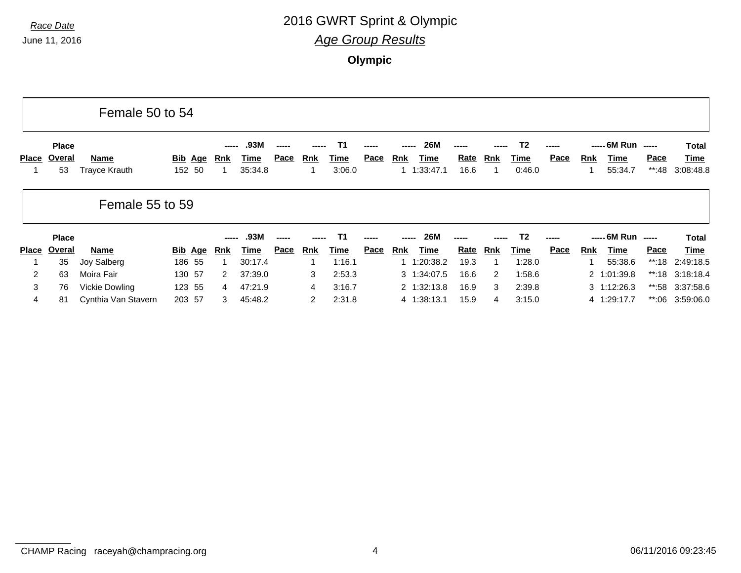Race Date

June 11, 2016

# 2016 GWRT Sprint & Olympic

## *Age Group Results*

### Olympic

### Female 50 to 54

| Place | Place Overal | Name | Bib | Age | ----- Rnk | .93M Time | ----- Pace | ----- Rnk | T1 Time | ----- Pace | ----- Rnk | 26M Time | ----- Rate | ----- Rnk | T2 Time | ----- Pace | ----- Rnk | 6M Run Time | ----- Pace | Total Time |
|---|---|---|---|---|---|---|---|---|---|---|---|---|---|---|---|---|---|---|---|---|
| 1 | 53 | Trayce Krauth | 152 | 50 | 1 | 35:34.8 | | 1 | 3:06.0 | | 1 | 1:33:47.1 | 16.6 | 1 | 0:46.0 | | 1 | 55:34.7 | **:48 | 3:08:48.8 |

### Female 55 to 59

| Place | Place Overal | Name | Bib | Age | ----- Rnk | .93M Time | ----- Pace | ----- Rnk | T1 Time | ----- Pace | ----- Rnk | 26M Time | ----- Rate | ----- Rnk | T2 Time | ----- Pace | ----- Rnk | 6M Run Time | ----- Pace | Total Time |
|---|---|---|---|---|---|---|---|---|---|---|---|---|---|---|---|---|---|---|---|---|
| 1 | 35 | Joy Salberg | 186 | 55 | 1 | 30:17.4 | | 1 | 1:16.1 | | 1 | 1:20:38.2 | 19.3 | 1 | 1:28.0 | | 1 | 55:38.6 | **:18 | 2:49:18.5 |
| 2 | 63 | Moira Fair | 130 | 57 | 2 | 37:39.0 | | 3 | 2:53.3 | | 3 | 1:34:07.5 | 16.6 | 2 | 1:58.6 | | 2 | 1:01:39.8 | **:18 | 3:18:18.4 |
| 3 | 76 | Vickie Dowling | 123 | 55 | 4 | 47:21.9 | | 4 | 3:16.7 | | 2 | 1:32:13.8 | 16.9 | 3 | 2:39.8 | | 3 | 1:12:26.3 | **:58 | 3:37:58.6 |
| 4 | 81 | Cynthia Van Stavern | 203 | 57 | 3 | 45:48.2 | | 2 | 2:31.8 | | 4 | 1:38:13.1 | 15.9 | 4 | 3:15.0 | | 4 | 1:29:17.7 | **:06 | 3:59:06.0 |

CHAMP Racing raceyah@champracing.org 06/11/2016 09:23:45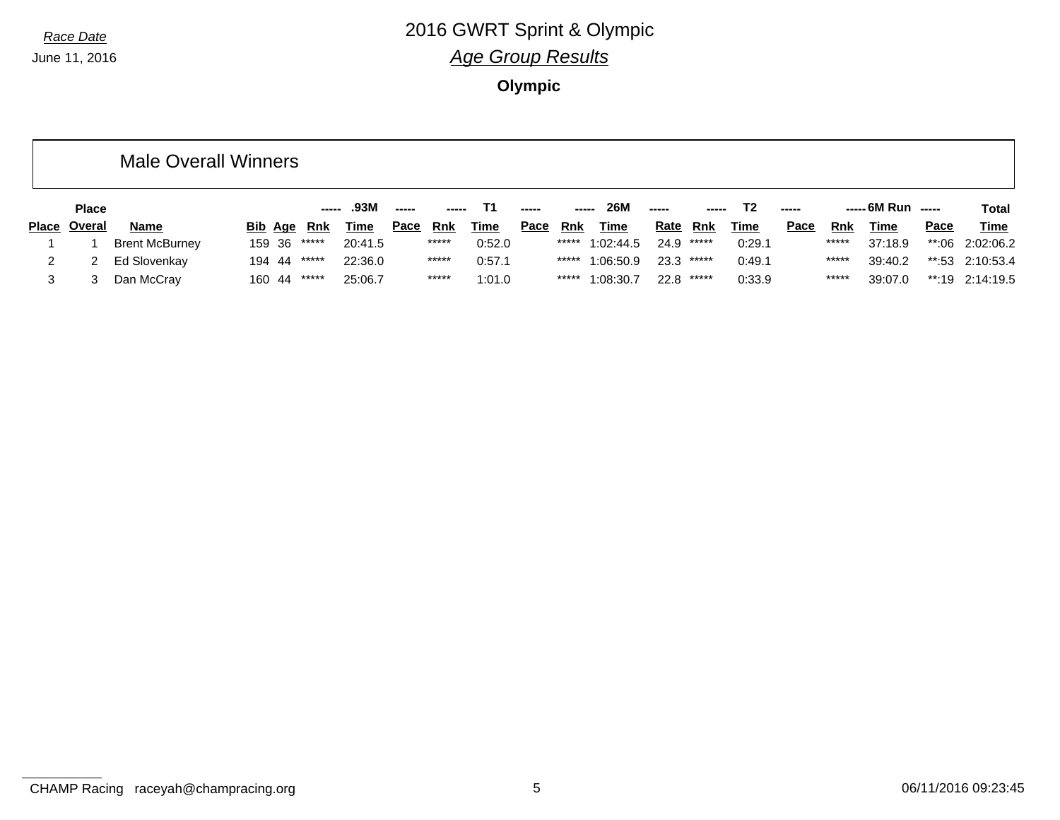Race Date
June 11, 2016

# 2016 GWRT Sprint & Olympic

## *Age Group Results*

### Olympic

## Male Overall Winners

| Place | Place Overal | Name | Bib | Age | ----- Rnk | .93M Time | ----- Pace | ----- Rnk | T1 Time | ----- Pace | ----- Rnk | 26M Time | ----- Rate | ----- Rnk | T2 Time | ----- Pace | ----- Rnk | 6M Run Time | ----- Pace | Total Time |
|---|---|---|---|---|---|---|---|---|---|---|---|---|---|---|---|---|---|---|---|---|
| 1 | 1 | Brent McBurney | 159 | 36 | ***** | 20:41.5 | | ***** | 0:52.0 | | ***** | 1:02:44.5 | 24.9 | ***** | 0:29.1 | | ***** | 37:18.9 | **:06 | 2:02:06.2 |
| 2 | 2 | Ed Slovenkay | 194 | 44 | ***** | 22:36.0 | | ***** | 0:57.1 | | ***** | 1:06:50.9 | 23.3 | ***** | 0:49.1 | | ***** | 39:40.2 | **:53 | 2:10:53.4 |
| 3 | 3 | Dan McCray | 160 | 44 | ***** | 25:06.7 | | ***** | 1:01.0 | | ***** | 1:08:30.7 | 22.8 | ***** | 0:33.9 | | ***** | 39:07.0 | **:19 | 2:14:19.5 |

CHAMP Racing raceyah@champracing.org

06/11/2016 09:23:45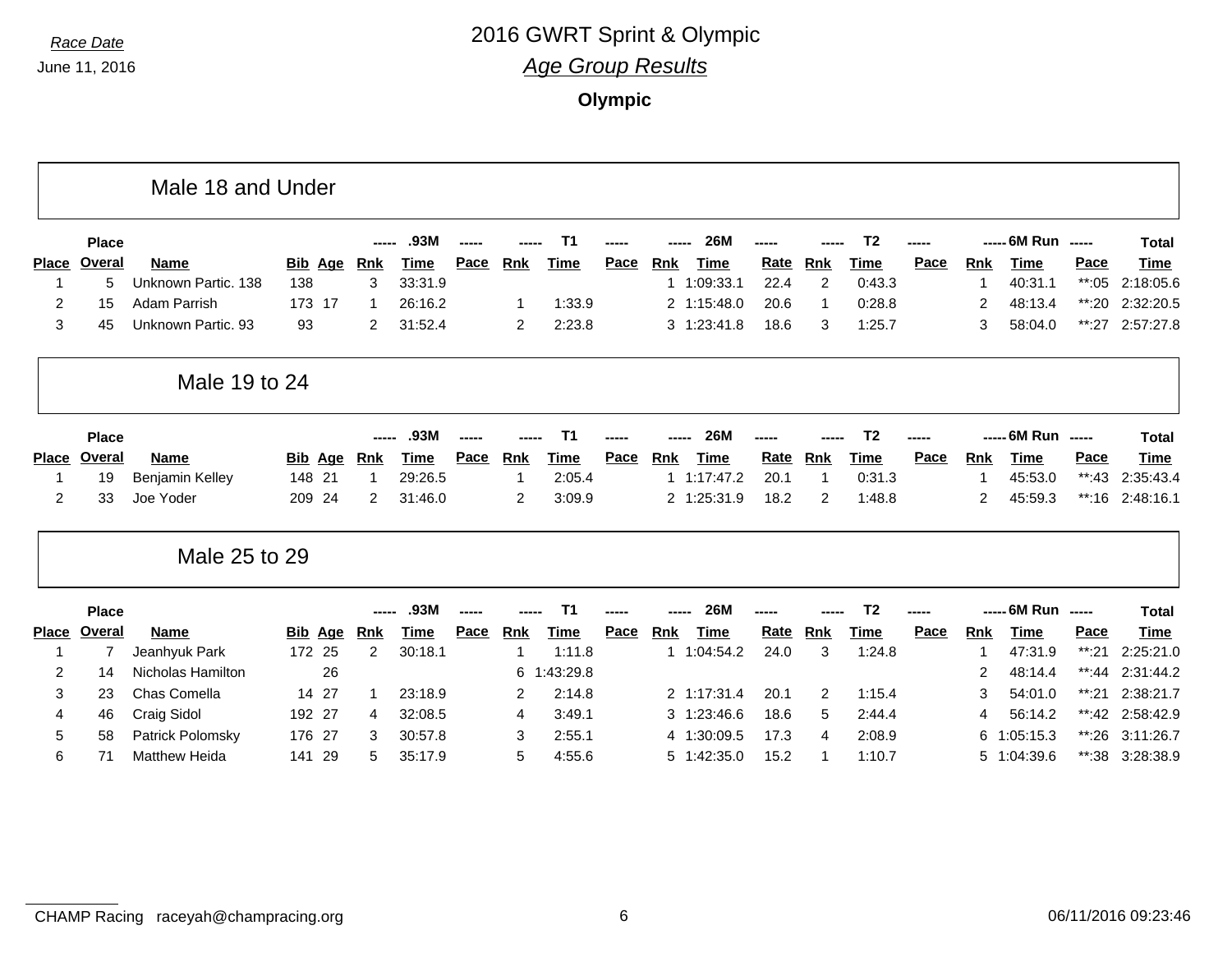Race Date

June 11, 2016

# 2016 GWRT Sprint & Olympic

## Age Group Results

### Olympic

### Male 18 and Under

| Place | Place Overal | Name | Bib | Age | Rnk | .93M Time | Pace | Rnk | T1 Time | Pace | Rnk | 26M Time | Rate | Rnk | T2 Time | Pace | Rnk | 6M Run Time | Pace | Total Time |
|---|---|---|---|---|---|---|---|---|---|---|---|---|---|---|---|---|---|---|---|---|
| 1 | 5 | Unknown Partic. 138 | 138 | | 3 | 33:31.9 | | | | | 1 | 1:09:33.1 | 22.4 | 2 | 0:43.3 | | 1 | 40:31.1 | **:05 | 2:18:05.6 |
| 2 | 15 | Adam Parrish | 173 | 17 | 1 | 26:16.2 | | 1 | 1:33.9 | | 2 | 1:15:48.0 | 20.6 | 1 | 0:28.8 | | 2 | 48:13.4 | **:20 | 2:32:20.5 |
| 3 | 45 | Unknown Partic. 93 | 93 | | 2 | 31:52.4 | | 2 | 2:23.8 | | 3 | 1:23:41.8 | 18.6 | 3 | 1:25.7 | | 3 | 58:04.0 | **:27 | 2:57:27.8 |

### Male 19 to 24

| Place | Place Overal | Name | Bib | Age | Rnk | .93M Time | Pace | Rnk | T1 Time | Pace | Rnk | 26M Time | Rate | Rnk | T2 Time | Pace | Rnk | 6M Run Time | Pace | Total Time |
|---|---|---|---|---|---|---|---|---|---|---|---|---|---|---|---|---|---|---|---|---|
| 1 | 19 | Benjamin Kelley | 148 | 21 | 1 | 29:26.5 | | 1 | 2:05.4 | | 1 | 1:17:47.2 | 20.1 | 1 | 0:31.3 | | 1 | 45:53.0 | **:43 | 2:35:43.4 |
| 2 | 33 | Joe Yoder | 209 | 24 | 2 | 31:46.0 | | 2 | 3:09.9 | | 2 | 1:25:31.9 | 18.2 | 2 | 1:48.8 | | 2 | 45:59.3 | **:16 | 2:48:16.1 |

### Male 25 to 29

| Place | Place Overal | Name | Bib | Age | Rnk | .93M Time | Pace | Rnk | T1 Time | Pace | Rnk | 26M Time | Rate | Rnk | T2 Time | Pace | Rnk | 6M Run Time | Pace | Total Time |
|---|---|---|---|---|---|---|---|---|---|---|---|---|---|---|---|---|---|---|---|---|
| 1 | 7 | Jeanhyuk Park | 172 | 25 | 2 | 30:18.1 | | 1 | 1:11.8 | | 1 | 1:04:54.2 | 24.0 | 3 | 1:24.8 | | 1 | 47:31.9 | **:21 | 2:25:21.0 |
| 2 | 14 | Nicholas Hamilton | | 26 | | | | 6 | 1:43:29.8 | | | | | | | | 2 | 48:14.4 | **:44 | 2:31:44.2 |
| 3 | 23 | Chas Comella | 14 | 27 | 1 | 23:18.9 | | 2 | 2:14.8 | | 2 | 1:17:31.4 | 20.1 | 2 | 1:15.4 | | 3 | 54:01.0 | **:21 | 2:38:21.7 |
| 4 | 46 | Craig Sidol | 192 | 27 | 4 | 32:08.5 | | 4 | 3:49.1 | | 3 | 1:23:46.6 | 18.6 | 5 | 2:44.4 | | 4 | 56:14.2 | **:42 | 2:58:42.9 |
| 5 | 58 | Patrick Polomsky | 176 | 27 | 3 | 30:57.8 | | 3 | 2:55.1 | | 4 | 1:30:09.5 | 17.3 | 4 | 2:08.9 | | 6 | 1:05:15.3 | **:26 | 3:11:26.7 |
| 6 | 71 | Matthew Heida | 141 | 29 | 5 | 35:17.9 | | 5 | 4:55.6 | | 5 | 1:42:35.0 | 15.2 | 1 | 1:10.7 | | 5 | 1:04:39.6 | **:38 | 3:28:38.9 |

CHAMP Racing raceyah@champracing.org

06/11/2016 09:23:46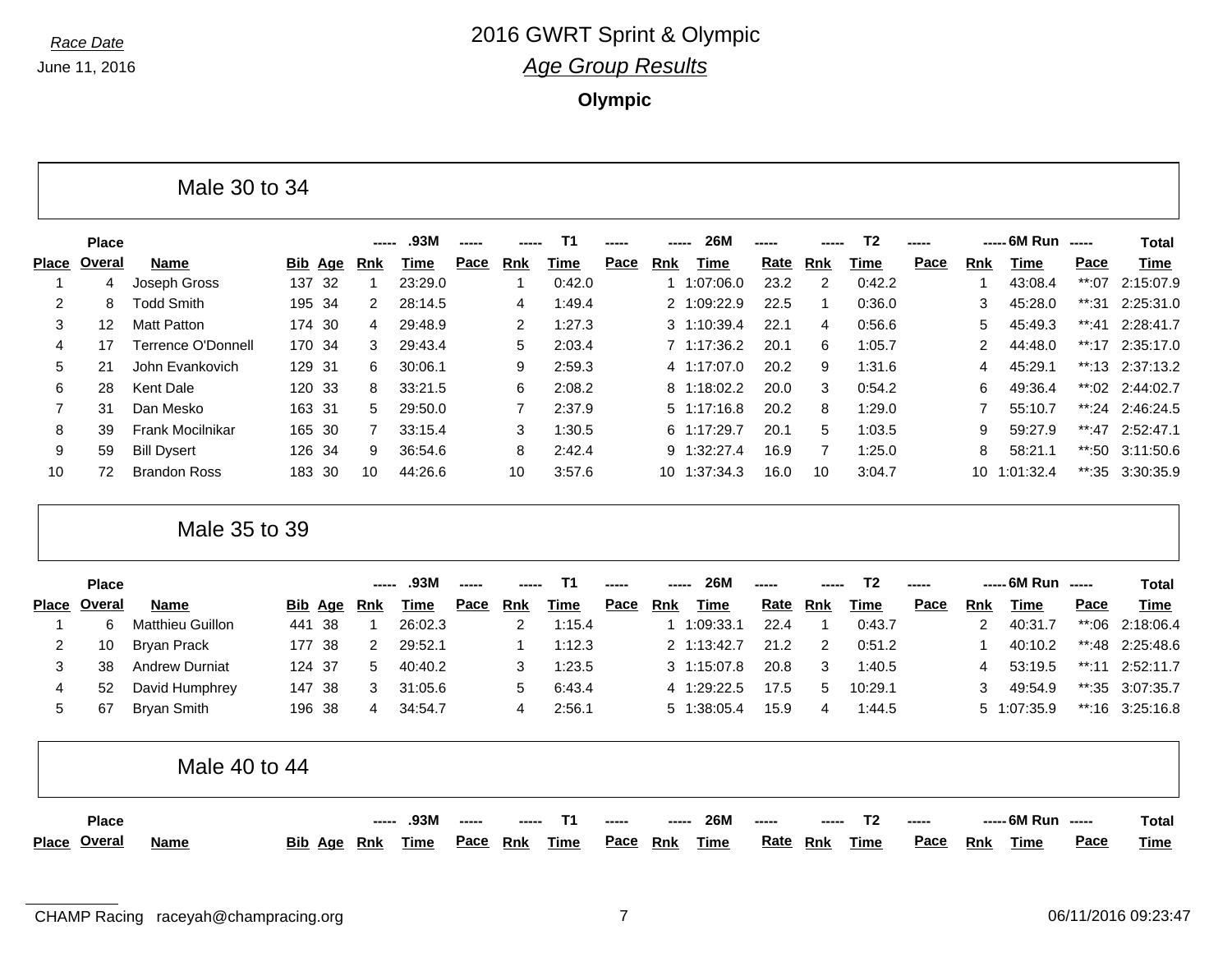*Race Date*

June 11, 2016

# 2016 GWRT Sprint & Olympic

## *Age Group Results*

### Olympic

### Male 30 to 34

| Place | Place Overal | Name | Bib | Age | .93M Rnk | .93M Time | .93M Pace | T1 Rnk | T1 Time | T1 Pace | 26M Rnk | 26M Time | 26M Rate | T2 Rnk | T2 Time | T2 Pace | 6M Run Rnk | 6M Run Time | 6M Run Pace | Total Time |
|---|---|---|---|---|---|---|---|---|---|---|---|---|---|---|---|---|---|---|---|---|
| 1 | 4 | Joseph Gross | 137 | 32 | 1 | 23:29.0 | | 1 | 0:42.0 | | 1 | 1:07:06.0 | 23.2 | 2 | 0:42.2 | | 1 | 43:08.4 | **:07 | 2:15:07.9 |
| 2 | 8 | Todd Smith | 195 | 34 | 2 | 28:14.5 | | 4 | 1:49.4 | | 2 | 1:09:22.9 | 22.5 | 1 | 0:36.0 | | 3 | 45:28.0 | **:31 | 2:25:31.0 |
| 3 | 12 | Matt Patton | 174 | 30 | 4 | 29:48.9 | | 2 | 1:27.3 | | 3 | 1:10:39.4 | 22.1 | 4 | 0:56.6 | | 5 | 45:49.3 | **:41 | 2:28:41.7 |
| 4 | 17 | Terrence O'Donnell | 170 | 34 | 3 | 29:43.4 | | 5 | 2:03.4 | | 7 | 1:17:36.2 | 20.1 | 6 | 1:05.7 | | 2 | 44:48.0 | **:17 | 2:35:17.0 |
| 5 | 21 | John Evankovich | 129 | 31 | 6 | 30:06.1 | | 9 | 2:59.3 | | 4 | 1:17:07.0 | 20.2 | 9 | 1:31.6 | | 4 | 45:29.1 | **:13 | 2:37:13.2 |
| 6 | 28 | Kent Dale | 120 | 33 | 8 | 33:21.5 | | 6 | 2:08.2 | | 8 | 1:18:02.2 | 20.0 | 3 | 0:54.2 | | 6 | 49:36.4 | **:02 | 2:44:02.7 |
| 7 | 31 | Dan Mesko | 163 | 31 | 5 | 29:50.0 | | 7 | 2:37.9 | | 5 | 1:17:16.8 | 20.2 | 8 | 1:29.0 | | 7 | 55:10.7 | **:24 | 2:46:24.5 |
| 8 | 39 | Frank Mocilnikar | 165 | 30 | 7 | 33:15.4 | | 3 | 1:30.5 | | 6 | 1:17:29.7 | 20.1 | 5 | 1:03.5 | | 9 | 59:27.9 | **:47 | 2:52:47.1 |
| 9 | 59 | Bill Dysert | 126 | 34 | 9 | 36:54.6 | | 8 | 2:42.4 | | 9 | 1:32:27.4 | 16.9 | 7 | 1:25.0 | | 8 | 58:21.1 | **:50 | 3:11:50.6 |
| 10 | 72 | Brandon Ross | 183 | 30 | 10 | 44:26.6 | | 10 | 3:57.6 | | 10 | 1:37:34.3 | 16.0 | 10 | 3:04.7 | | 10 | 1:01:32.4 | **:35 | 3:30:35.9 |

### Male 35 to 39

| Place | Place Overal | Name | Bib | Age | .93M Rnk | .93M Time | .93M Pace | T1 Rnk | T1 Time | T1 Pace | 26M Rnk | 26M Time | 26M Rate | T2 Rnk | T2 Time | T2 Pace | 6M Run Rnk | 6M Run Time | 6M Run Pace | Total Time |
|---|---|---|---|---|---|---|---|---|---|---|---|---|---|---|---|---|---|---|---|---|
| 1 | 6 | Matthieu Guillon | 441 | 38 | 1 | 26:02.3 | | 2 | 1:15.4 | | 1 | 1:09:33.1 | 22.4 | 1 | 0:43.7 | | 2 | 40:31.7 | **:06 | 2:18:06.4 |
| 2 | 10 | Bryan Prack | 177 | 38 | 2 | 29:52.1 | | 1 | 1:12.3 | | 2 | 1:13:42.7 | 21.2 | 2 | 0:51.2 | | 1 | 40:10.2 | **:48 | 2:25:48.6 |
| 3 | 38 | Andrew Durniat | 124 | 37 | 5 | 40:40.2 | | 3 | 1:23.5 | | 3 | 1:15:07.8 | 20.8 | 3 | 1:40.5 | | 4 | 53:19.5 | **:11 | 2:52:11.7 |
| 4 | 52 | David Humphrey | 147 | 38 | 3 | 31:05.6 | | 5 | 6:43.4 | | 4 | 1:29:22.5 | 17.5 | 5 | 10:29.1 | | 3 | 49:54.9 | **:35 | 3:07:35.7 |
| 5 | 67 | Bryan Smith | 196 | 38 | 4 | 34:54.7 | | 4 | 2:56.1 | | 5 | 1:38:05.4 | 15.9 | 4 | 1:44.5 | | 5 | 1:07:35.9 | **:16 | 3:25:16.8 |

### Male 40 to 44

| Place | Place Overal | Name | Bib | Age | .93M Rnk | .93M Time | .93M Pace | T1 Rnk | T1 Time | T1 Pace | 26M Rnk | 26M Time | 26M Rate | T2 Rnk | T2 Time | T2 Pace | 6M Run Rnk | 6M Run Time | 6M Run Pace | Total Time |
|---|---|---|---|---|---|---|---|---|---|---|---|---|---|---|---|---|---|---|---|---|

CHAMP Racing raceyah@champracing.org 06/11/2016 09:23:47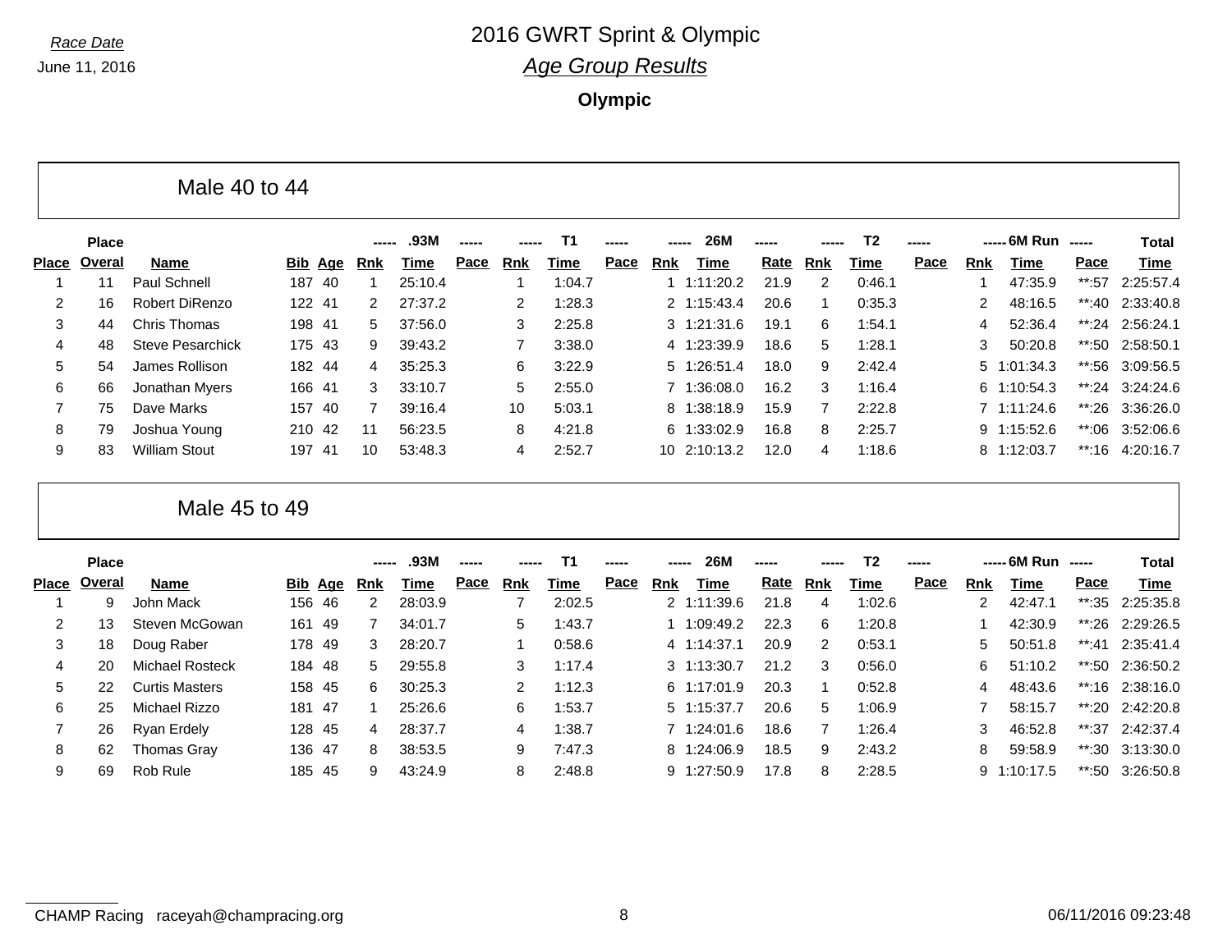*Race Date*

June 11, 2016

# 2016 GWRT Sprint & Olympic

## *Age Group Results*

### Olympic

### Male 40 to 44

| Place | Place Overal | Name | Bib | Age | ----- Rnk | .93M Time | ----- Pace | ----- Rnk | T1 Time | ----- Pace | ----- Rnk | 26M Time | ----- Rate | ----- Rnk | T2 Time | ----- Pace | ----- Rnk | 6M Run Time | ----- Pace | Total Time |
|---|---|---|---|---|---|---|---|---|---|---|---|---|---|---|---|---|---|---|---|---|
| 1 | 11 | Paul Schnell | 187 | 40 | 1 | 25:10.4 | | 1 | 1:04.7 | | 1 | 1:11:20.2 | 21.9 | 2 | 0:46.1 | | 1 | 47:35.9 | **:57 | 2:25:57.4 |
| 2 | 16 | Robert DiRenzo | 122 | 41 | 2 | 27:37.2 | | 2 | 1:28.3 | | 2 | 1:15:43.4 | 20.6 | 1 | 0:35.3 | | 2 | 48:16.5 | **:40 | 2:33:40.8 |
| 3 | 44 | Chris Thomas | 198 | 41 | 5 | 37:56.0 | | 3 | 2:25.8 | | 3 | 1:21:31.6 | 19.1 | 6 | 1:54.1 | | 4 | 52:36.4 | **:24 | 2:56:24.1 |
| 4 | 48 | Steve Pesarchick | 175 | 43 | 9 | 39:43.2 | | 7 | 3:38.0 | | 4 | 1:23:39.9 | 18.6 | 5 | 1:28.1 | | 3 | 50:20.8 | **:50 | 2:58:50.1 |
| 5 | 54 | James Rollison | 182 | 44 | 4 | 35:25.3 | | 6 | 3:22.9 | | 5 | 1:26:51.4 | 18.0 | 9 | 2:42.4 | | 5 | 1:01:34.3 | **:56 | 3:09:56.5 |
| 6 | 66 | Jonathan Myers | 166 | 41 | 3 | 33:10.7 | | 5 | 2:55.0 | | 7 | 1:36:08.0 | 16.2 | 3 | 1:16.4 | | 6 | 1:10:54.3 | **:24 | 3:24:24.6 |
| 7 | 75 | Dave Marks | 157 | 40 | 7 | 39:16.4 | | 10 | 5:03.1 | | 8 | 1:38:18.9 | 15.9 | 7 | 2:22.8 | | 7 | 1:11:24.6 | **:26 | 3:36:26.0 |
| 8 | 79 | Joshua Young | 210 | 42 | 11 | 56:23.5 | | 8 | 4:21.8 | | 6 | 1:33:02.9 | 16.8 | 8 | 2:25.7 | | 9 | 1:15:52.6 | **:06 | 3:52:06.6 |
| 9 | 83 | William Stout | 197 | 41 | 10 | 53:48.3 | | 4 | 2:52.7 | | 10 | 2:10:13.2 | 12.0 | 4 | 1:18.6 | | 8 | 1:12:03.7 | **:16 | 4:20:16.7 |

### Male 45 to 49

| Place | Place Overal | Name | Bib | Age | ----- Rnk | .93M Time | ----- Pace | ----- Rnk | T1 Time | ----- Pace | ----- Rnk | 26M Time | ----- Rate | ----- Rnk | T2 Time | ----- Pace | ----- Rnk | 6M Run Time | ----- Pace | Total Time |
|---|---|---|---|---|---|---|---|---|---|---|---|---|---|---|---|---|---|---|---|---|
| 1 | 9 | John Mack | 156 | 46 | 2 | 28:03.9 | | 7 | 2:02.5 | | 2 | 1:11:39.6 | 21.8 | 4 | 1:02.6 | | 2 | 42:47.1 | **:35 | 2:25:35.8 |
| 2 | 13 | Steven McGowan | 161 | 49 | 7 | 34:01.7 | | 5 | 1:43.7 | | 1 | 1:09:49.2 | 22.3 | 6 | 1:20.8 | | 1 | 42:30.9 | **:26 | 2:29:26.5 |
| 3 | 18 | Doug Raber | 178 | 49 | 3 | 28:20.7 | | 1 | 0:58.6 | | 4 | 1:14:37.1 | 20.9 | 2 | 0:53.1 | | 5 | 50:51.8 | **:41 | 2:35:41.4 |
| 4 | 20 | Michael Rosteck | 184 | 48 | 5 | 29:55.8 | | 3 | 1:17.4 | | 3 | 1:13:30.7 | 21.2 | 3 | 0:56.0 | | 6 | 51:10.2 | **:50 | 2:36:50.2 |
| 5 | 22 | Curtis Masters | 158 | 45 | 6 | 30:25.3 | | 2 | 1:12.3 | | 6 | 1:17:01.9 | 20.3 | 1 | 0:52.8 | | 4 | 48:43.6 | **:16 | 2:38:16.0 |
| 6 | 25 | Michael Rizzo | 181 | 47 | 1 | 25:26.6 | | 6 | 1:53.7 | | 5 | 1:15:37.7 | 20.6 | 5 | 1:06.9 | | 7 | 58:15.7 | **:20 | 2:42:20.8 |
| 7 | 26 | Ryan Erdely | 128 | 45 | 4 | 28:37.7 | | 4 | 1:38.7 | | 7 | 1:24:01.6 | 18.6 | 7 | 1:26.4 | | 3 | 46:52.8 | **:37 | 2:42:37.4 |
| 8 | 62 | Thomas Gray | 136 | 47 | 8 | 38:53.5 | | 9 | 7:47.3 | | 8 | 1:24:06.9 | 18.5 | 9 | 2:43.2 | | 8 | 59:58.9 | **:30 | 3:13:30.0 |
| 9 | 69 | Rob Rule | 185 | 45 | 9 | 43:24.9 | | 8 | 2:48.8 | | 9 | 1:27:50.9 | 17.8 | 8 | 2:28.5 | | 9 | 1:10:17.5 | **:50 | 3:26:50.8 |

CHAMP Racing raceyah@champracing.org 06/11/2016 09:23:48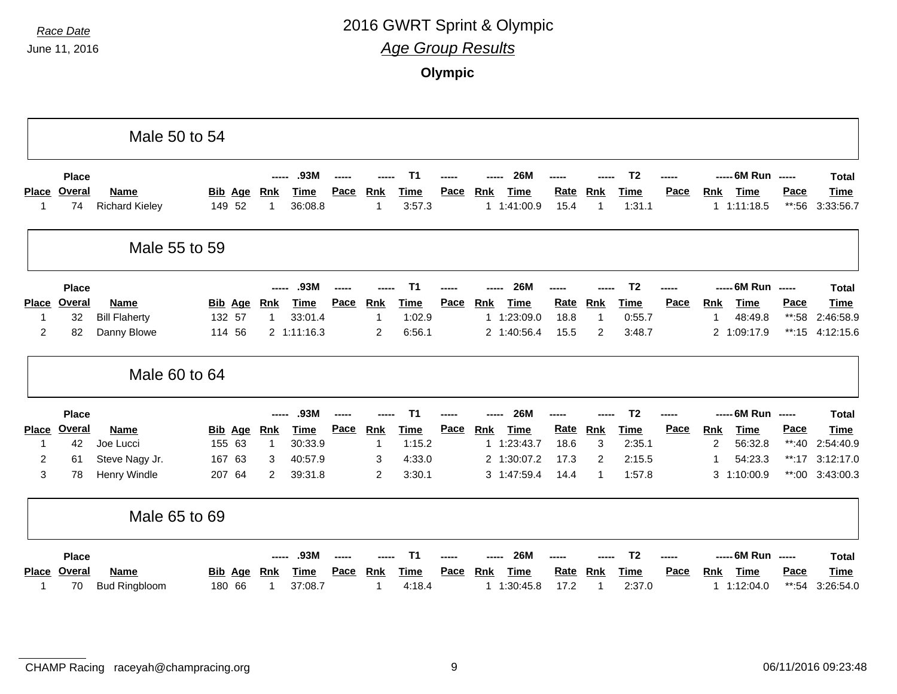*Race Date*

June 11, 2016

# 2016 GWRT Sprint & Olympic

## *Age Group Results*

### Olympic

## Male 50 to 54

| Place | Place Overal | Name | Bib | Age | .93M Rnk | .93M Time | .93M Pace | T1 Rnk | T1 Time | T1 Pace | 26M Rnk | 26M Time | 26M Rate | T2 Rnk | T2 Time | T2 Pace | 6M Run Rnk | 6M Run Time | 6M Run Pace | Total Time |
|---|---|---|---|---|---|---|---|---|---|---|---|---|---|---|---|---|---|---|---|---|
| 1 | 74 | Richard Kieley | 149 | 52 | 1 | 36:08.8 | | 1 | 3:57.3 | | 1 | 1:41:00.9 | 15.4 | 1 | 1:31.1 | | 1 | 1:11:18.5 | **:56 | 3:33:56.7 |

## Male 55 to 59

| Place | Place Overal | Name | Bib | Age | .93M Rnk | .93M Time | .93M Pace | T1 Rnk | T1 Time | T1 Pace | 26M Rnk | 26M Time | 26M Rate | T2 Rnk | T2 Time | T2 Pace | 6M Run Rnk | 6M Run Time | 6M Run Pace | Total Time |
|---|---|---|---|---|---|---|---|---|---|---|---|---|---|---|---|---|---|---|---|---|
| 1 | 32 | Bill Flaherty | 132 | 57 | 1 | 33:01.4 | | 1 | 1:02.9 | | 1 | 1:23:09.0 | 18.8 | 1 | 0:55.7 | | 1 | 48:49.8 | **:58 | 2:46:58.9 |
| 2 | 82 | Danny Blowe | 114 | 56 | 2 | 1:11:16.3 | | 2 | 6:56.1 | | 2 | 1:40:56.4 | 15.5 | 2 | 3:48.7 | | 2 | 1:09:17.9 | **:15 | 4:12:15.6 |

## Male 60 to 64

| Place | Place Overal | Name | Bib | Age | .93M Rnk | .93M Time | .93M Pace | T1 Rnk | T1 Time | T1 Pace | 26M Rnk | 26M Time | 26M Rate | T2 Rnk | T2 Time | T2 Pace | 6M Run Rnk | 6M Run Time | 6M Run Pace | Total Time |
|---|---|---|---|---|---|---|---|---|---|---|---|---|---|---|---|---|---|---|---|---|
| 1 | 42 | Joe Lucci | 155 | 63 | 1 | 30:33.9 | | 1 | 1:15.2 | | 1 | 1:23:43.7 | 18.6 | 3 | 2:35.1 | | 2 | 56:32.8 | **:40 | 2:54:40.9 |
| 2 | 61 | Steve Nagy Jr. | 167 | 63 | 3 | 40:57.9 | | 3 | 4:33.0 | | 2 | 1:30:07.2 | 17.3 | 2 | 2:15.5 | | 1 | 54:23.3 | **:17 | 3:12:17.0 |
| 3 | 78 | Henry Windle | 207 | 64 | 2 | 39:31.8 | | 2 | 3:30.1 | | 3 | 1:47:59.4 | 14.4 | 1 | 1:57.8 | | 3 | 1:10:00.9 | **:00 | 3:43:00.3 |

## Male 65 to 69

| Place | Place Overal | Name | Bib | Age | .93M Rnk | .93M Time | .93M Pace | T1 Rnk | T1 Time | T1 Pace | 26M Rnk | 26M Time | 26M Rate | T2 Rnk | T2 Time | T2 Pace | 6M Run Rnk | 6M Run Time | 6M Run Pace | Total Time |
|---|---|---|---|---|---|---|---|---|---|---|---|---|---|---|---|---|---|---|---|---|
| 1 | 70 | Bud Ringbloom | 180 | 66 | 1 | 37:08.7 | | 1 | 4:18.4 | | 1 | 1:30:45.8 | 17.2 | 1 | 2:37.0 | | 1 | 1:12:04.0 | **:54 | 3:26:54.0 |

CHAMP Racing raceyah@champracing.org — 06/11/2016 09:23:48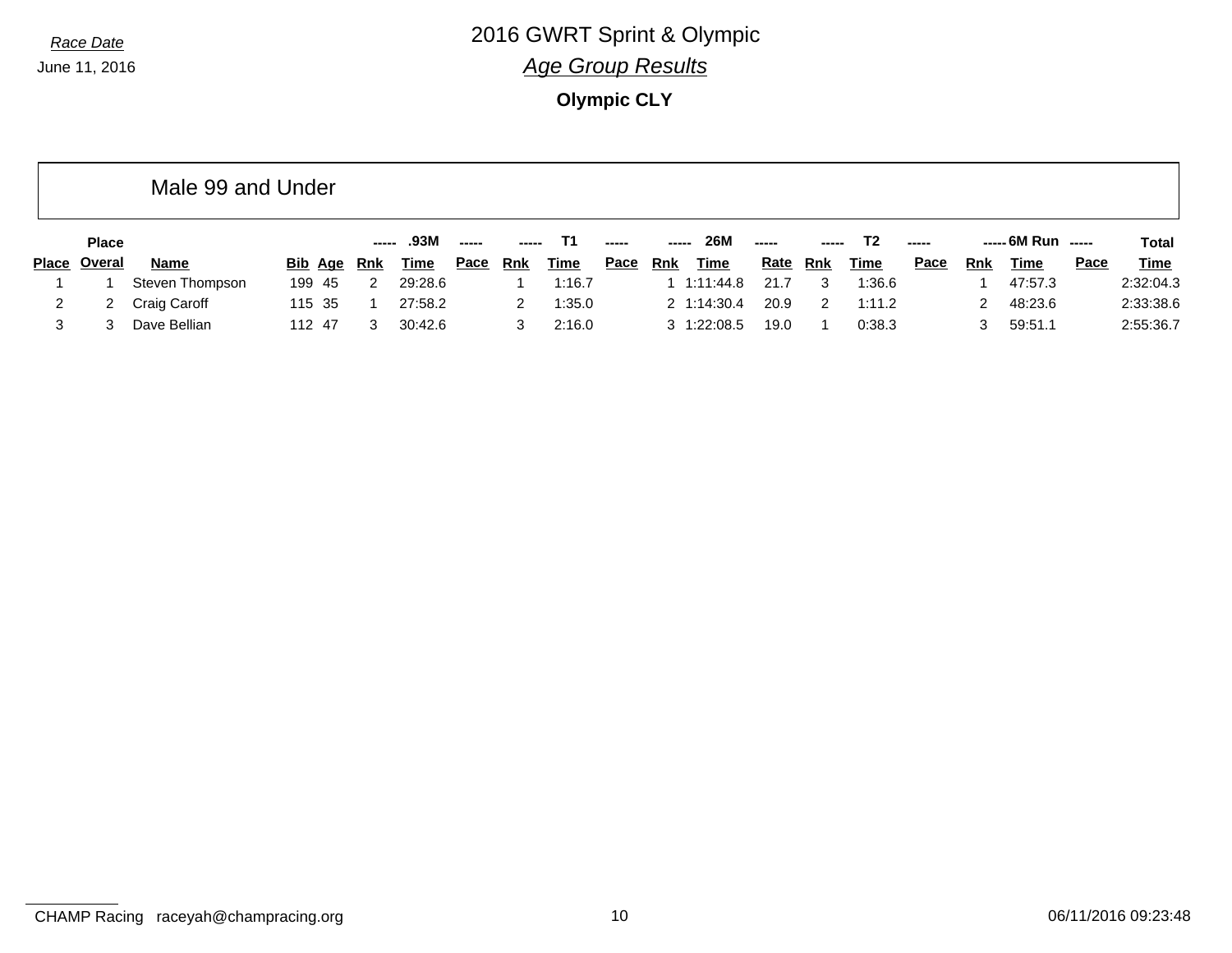Race Date

June 11, 2016

# 2016 GWRT Sprint & Olympic

## *Age Group Results*

**Olympic CLY**

### Male 99 and Under

| Place | Place Overal | Name | Bib | Age | ----- Rnk | .93M Time | ----- Pace | ----- Rnk | T1 Time | ----- Pace | ----- Rnk | 26M Time | ----- Rate | ----- Rnk | T2 Time | ----- Pace | ----- Rnk | 6M Run Time | ----- Pace | Total Time |
|---|---|---|---|---|---|---|---|---|---|---|---|---|---|---|---|---|---|---|---|---|
| 1 | 1 | Steven Thompson | 199 | 45 | 2 | 29:28.6 | | 1 | 1:16.7 | | 1 | 1:11:44.8 | 21.7 | 3 | 1:36.6 | | 1 | 47:57.3 | | 2:32:04.3 |
| 2 | 2 | Craig Caroff | 115 | 35 | 1 | 27:58.2 | | 2 | 1:35.0 | | 2 | 1:14:30.4 | 20.9 | 2 | 1:11.2 | | 2 | 48:23.6 | | 2:33:38.6 |
| 3 | 3 | Dave Bellian | 112 | 47 | 3 | 30:42.6 | | 3 | 2:16.0 | | 3 | 1:22:08.5 | 19.0 | 1 | 0:38.3 | | 3 | 59:51.1 | | 2:55:36.7 |

CHAMP Racing raceyah@champracing.org

06/11/2016 09:23:48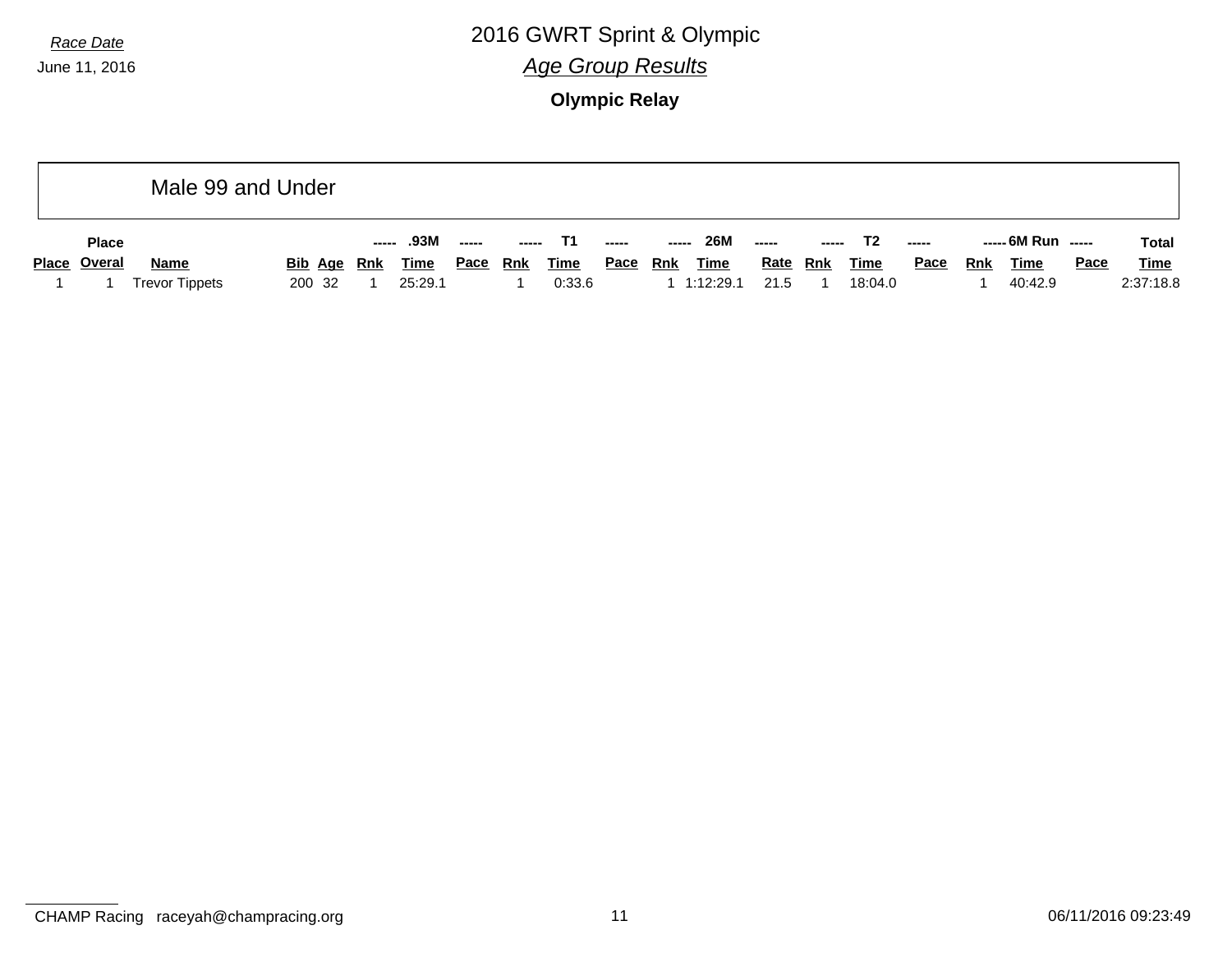Race Date

June 11, 2016

# 2016 GWRT Sprint & Olympic

## *Age Group Results*

### Olympic Relay

#### Male 99 and Under

| | Place | | | | ----- | .93M | ----- | ----- | T1 | ----- | ----- | 26M | ----- | ----- | T2 | ----- | ----- | 6M Run | ----- | Total |
|---|---|---|---|---|---|---|---|---|---|---|---|---|---|---|---|---|---|---|---|---|
| Place | Overal | Name | Bib | Age | Rnk | Time | Pace | Rnk | Time | Pace | Rnk | Time | Rate | Rnk | Time | Pace | Rnk | Time | Pace | Time |
| 1 | 1 | Trevor Tippets | 200 | 32 | 1 | 25:29.1 | | 1 | 0:33.6 | | 1 | 1:12:29.1 | 21.5 | 1 | 18:04.0 | | 1 | 40:42.9 | | 2:37:18.8 |

CHAMP Racing raceyah@champracing.org

06/11/2016 09:23:49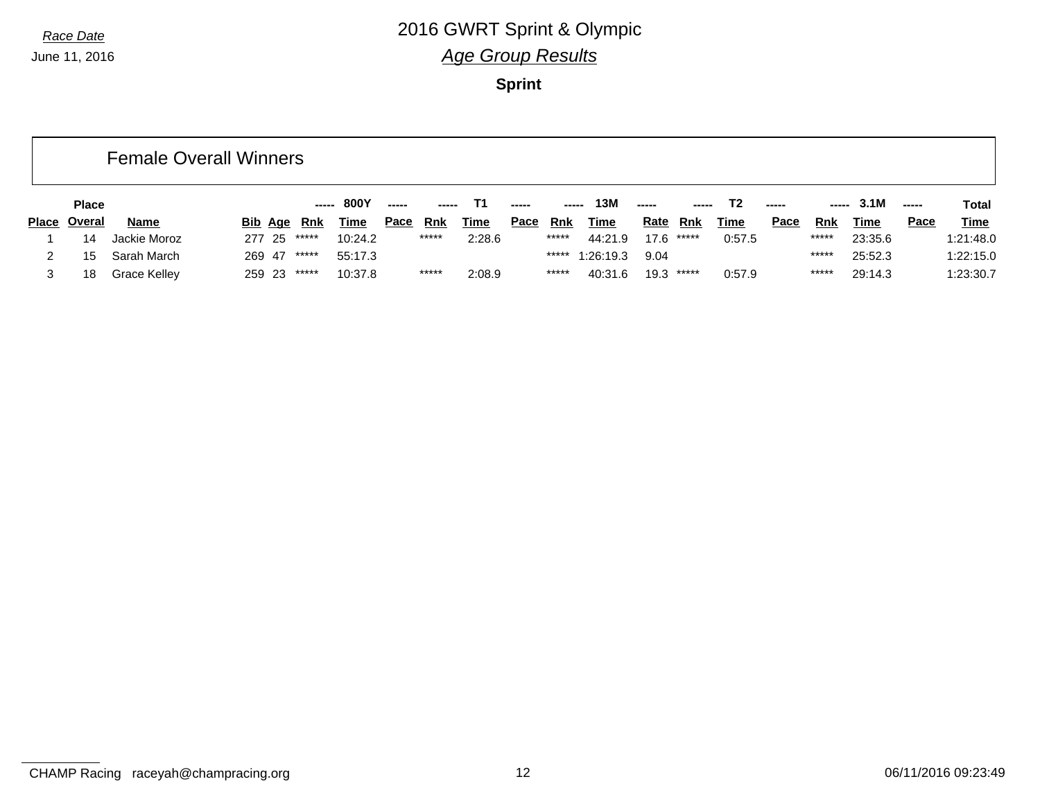Race Date

June 11, 2016

# 2016 GWRT Sprint & Olympic

## *Age Group Results*

### Sprint

## Female Overall Winners

| | Place | | | | ----- | 800Y | ----- | ----- | T1 | ----- | ----- | 13M | ----- | ----- | T2 | ----- | ----- | 3.1M | ----- | Total |
|---|---|---|---|---|---|---|---|---|---|---|---|---|---|---|---|---|---|---|---|---|
| Place | Overal | Name | Bib | Age | Rnk | Time | Pace | Rnk | Time | Pace | Rnk | Time | Rate | Rnk | Time | Pace | Rnk | Time | Pace | Time |
| 1 | 14 | Jackie Moroz | 277 | 25 | ***** | 10:24.2 | | ***** | 2:28.6 | | ***** | 44:21.9 | 17.6 | ***** | 0:57.5 | | ***** | 23:35.6 | | 1:21:48.0 |
| 2 | 15 | Sarah March | 269 | 47 | ***** | 55:17.3 | | | | | ***** | 1:26:19.3 | 9.04 | | | | ***** | 25:52.3 | | 1:22:15.0 |
| 3 | 18 | Grace Kelley | 259 | 23 | ***** | 10:37.8 | | ***** | 2:08.9 | | ***** | 40:31.6 | 19.3 | ***** | 0:57.9 | | ***** | 29:14.3 | | 1:23:30.7 |

CHAMP Racing raceyah@champracing.org

06/11/2016 09:23:49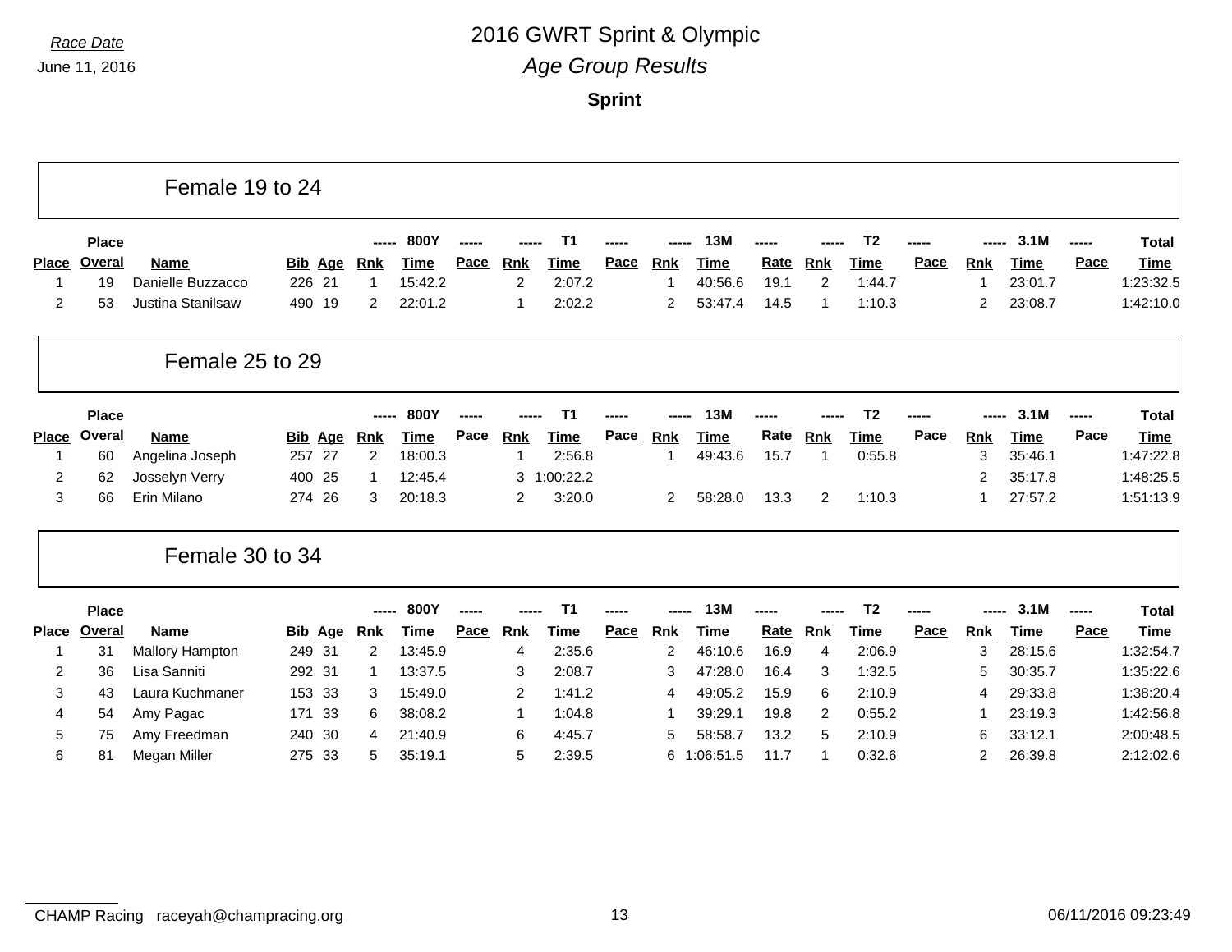*Race Date*

June 11, 2016

# 2016 GWRT Sprint & Olympic

## *Age Group Results*

### Sprint

## Female 19 to 24

| Place | Place Overal | Name | Bib | Age | ----- Rnk | 800Y Time | ----- Pace | ----- Rnk | T1 Time | ----- Pace | ----- Rnk | 13M Time | ----- Rate | ----- Rnk | T2 Time | ----- Pace | ----- Rnk | 3.1M Time | ----- Pace | Total Time |
|---|---|---|---|---|---|---|---|---|---|---|---|---|---|---|---|---|---|---|---|---|
| 1 | 19 | Danielle Buzzacco | 226 | 21 | 1 | 15:42.2 | | 2 | 2:07.2 | | 1 | 40:56.6 | 19.1 | 2 | 1:44.7 | | 1 | 23:01.7 | | 1:23:32.5 |
| 2 | 53 | Justina Stanilsaw | 490 | 19 | 2 | 22:01.2 | | 1 | 2:02.2 | | 2 | 53:47.4 | 14.5 | 1 | 1:10.3 | | 2 | 23:08.7 | | 1:42:10.0 |

## Female 25 to 29

| Place | Place Overal | Name | Bib | Age | ----- Rnk | 800Y Time | ----- Pace | ----- Rnk | T1 Time | ----- Pace | ----- Rnk | 13M Time | ----- Rate | ----- Rnk | T2 Time | ----- Pace | ----- Rnk | 3.1M Time | ----- Pace | Total Time |
|---|---|---|---|---|---|---|---|---|---|---|---|---|---|---|---|---|---|---|---|---|
| 1 | 60 | Angelina Joseph | 257 | 27 | 2 | 18:00.3 | | 1 | 2:56.8 | | 1 | 49:43.6 | 15.7 | 1 | 0:55.8 | | 3 | 35:46.1 | | 1:47:22.8 |
| 2 | 62 | Josselyn Verry | 400 | 25 | 1 | 12:45.4 | | 3 | 1:00:22.2 | | | | | | | | 2 | 35:17.8 | | 1:48:25.5 |
| 3 | 66 | Erin Milano | 274 | 26 | 3 | 20:18.3 | | 2 | 3:20.0 | | 2 | 58:28.0 | 13.3 | 2 | 1:10.3 | | 1 | 27:57.2 | | 1:51:13.9 |

## Female 30 to 34

| Place | Place Overal | Name | Bib | Age | ----- Rnk | 800Y Time | ----- Pace | ----- Rnk | T1 Time | ----- Pace | ----- Rnk | 13M Time | ----- Rate | ----- Rnk | T2 Time | ----- Pace | ----- Rnk | 3.1M Time | ----- Pace | Total Time |
|---|---|---|---|---|---|---|---|---|---|---|---|---|---|---|---|---|---|---|---|---|
| 1 | 31 | Mallory Hampton | 249 | 31 | 2 | 13:45.9 | | 4 | 2:35.6 | | 2 | 46:10.6 | 16.9 | 4 | 2:06.9 | | 3 | 28:15.6 | | 1:32:54.7 |
| 2 | 36 | Lisa Sanniti | 292 | 31 | 1 | 13:37.5 | | 3 | 2:08.7 | | 3 | 47:28.0 | 16.4 | 3 | 1:32.5 | | 5 | 30:35.7 | | 1:35:22.6 |
| 3 | 43 | Laura Kuchmaner | 153 | 33 | 3 | 15:49.0 | | 2 | 1:41.2 | | 4 | 49:05.2 | 15.9 | 6 | 2:10.9 | | 4 | 29:33.8 | | 1:38:20.4 |
| 4 | 54 | Amy Pagac | 171 | 33 | 6 | 38:08.2 | | 1 | 1:04.8 | | 1 | 39:29.1 | 19.8 | 2 | 0:55.2 | | 1 | 23:19.3 | | 1:42:56.8 |
| 5 | 75 | Amy Freedman | 240 | 30 | 4 | 21:40.9 | | 6 | 4:45.7 | | 5 | 58:58.7 | 13.2 | 5 | 2:10.9 | | 6 | 33:12.1 | | 2:00:48.5 |
| 6 | 81 | Megan Miller | 275 | 33 | 5 | 35:19.1 | | 5 | 2:39.5 | | 6 | 1:06:51.5 | 11.7 | 1 | 0:32.6 | | 2 | 26:39.8 | | 2:12:02.6 |

CHAMP Racing raceyah@champracing.org 06/11/2016 09:23:49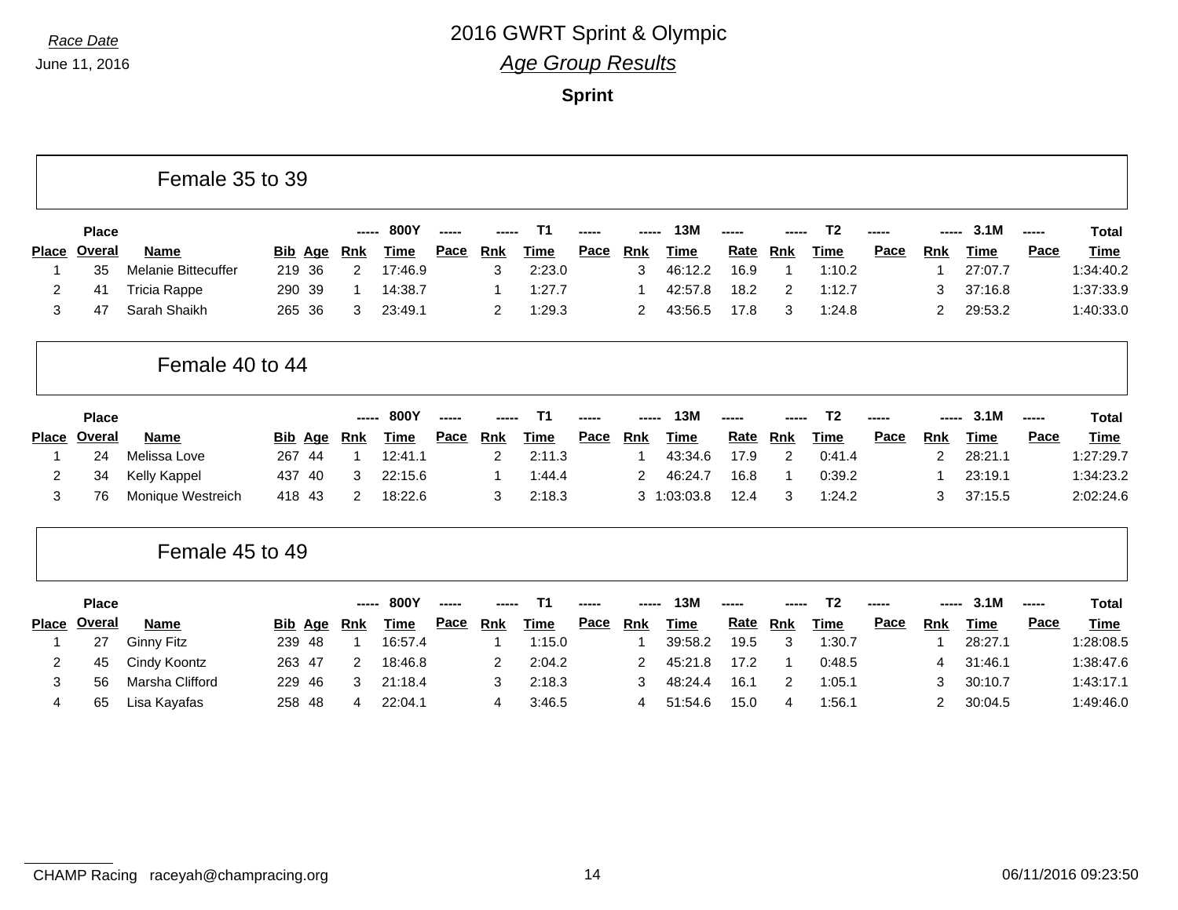Race Date

June 11, 2016

# 2016 GWRT Sprint & Olympic

## *Age Group Results*

### Sprint

## Female 35 to 39

| Place | Place Overal | Name | Bib | Age | 800Y Rnk | 800Y Time | 800Y Pace | T1 Rnk | T1 Time | T1 Pace | 13M Rnk | 13M Time | 13M Rate | T2 Rnk | T2 Time | T2 Pace | 3.1M Rnk | 3.1M Time | 3.1M Pace | Total Time |
|---|---|---|---|---|---|---|---|---|---|---|---|---|---|---|---|---|---|---|---|---|
| 1 | 35 | Melanie Bittecuffer | 219 | 36 | 2 | 17:46.9 | | 3 | 2:23.0 | | 3 | 46:12.2 | 16.9 | 1 | 1:10.2 | | 1 | 27:07.7 | | 1:34:40.2 |
| 2 | 41 | Tricia Rappe | 290 | 39 | 1 | 14:38.7 | | 1 | 1:27.7 | | 1 | 42:57.8 | 18.2 | 2 | 1:12.7 | | 3 | 37:16.8 | | 1:37:33.9 |
| 3 | 47 | Sarah Shaikh | 265 | 36 | 3 | 23:49.1 | | 2 | 1:29.3 | | 2 | 43:56.5 | 17.8 | 3 | 1:24.8 | | 2 | 29:53.2 | | 1:40:33.0 |

## Female 40 to 44

| Place | Place Overal | Name | Bib | Age | 800Y Rnk | 800Y Time | 800Y Pace | T1 Rnk | T1 Time | T1 Pace | 13M Rnk | 13M Time | 13M Rate | T2 Rnk | T2 Time | T2 Pace | 3.1M Rnk | 3.1M Time | 3.1M Pace | Total Time |
|---|---|---|---|---|---|---|---|---|---|---|---|---|---|---|---|---|---|---|---|---|
| 1 | 24 | Melissa Love | 267 | 44 | 1 | 12:41.1 | | 2 | 2:11.3 | | 1 | 43:34.6 | 17.9 | 2 | 0:41.4 | | 2 | 28:21.1 | | 1:27:29.7 |
| 2 | 34 | Kelly Kappel | 437 | 40 | 3 | 22:15.6 | | 1 | 1:44.4 | | 2 | 46:24.7 | 16.8 | 1 | 0:39.2 | | 1 | 23:19.1 | | 1:34:23.2 |
| 3 | 76 | Monique Westreich | 418 | 43 | 2 | 18:22.6 | | 3 | 2:18.3 | | 3 | 1:03:03.8 | 12.4 | 3 | 1:24.2 | | 3 | 37:15.5 | | 2:02:24.6 |

## Female 45 to 49

| Place | Place Overal | Name | Bib | Age | 800Y Rnk | 800Y Time | 800Y Pace | T1 Rnk | T1 Time | T1 Pace | 13M Rnk | 13M Time | 13M Rate | T2 Rnk | T2 Time | T2 Pace | 3.1M Rnk | 3.1M Time | 3.1M Pace | Total Time |
|---|---|---|---|---|---|---|---|---|---|---|---|---|---|---|---|---|---|---|---|---|
| 1 | 27 | Ginny Fitz | 239 | 48 | 1 | 16:57.4 | | 1 | 1:15.0 | | 1 | 39:58.2 | 19.5 | 3 | 1:30.7 | | 1 | 28:27.1 | | 1:28:08.5 |
| 2 | 45 | Cindy Koontz | 263 | 47 | 2 | 18:46.8 | | 2 | 2:04.2 | | 2 | 45:21.8 | 17.2 | 1 | 0:48.5 | | 4 | 31:46.1 | | 1:38:47.6 |
| 3 | 56 | Marsha Clifford | 229 | 46 | 3 | 21:18.4 | | 3 | 2:18.3 | | 3 | 48:24.4 | 16.1 | 2 | 1:05.1 | | 3 | 30:10.7 | | 1:43:17.1 |
| 4 | 65 | Lisa Kayafas | 258 | 48 | 4 | 22:04.1 | | 4 | 3:46.5 | | 4 | 51:54.6 | 15.0 | 4 | 1:56.1 | | 2 | 30:04.5 | | 1:49:46.0 |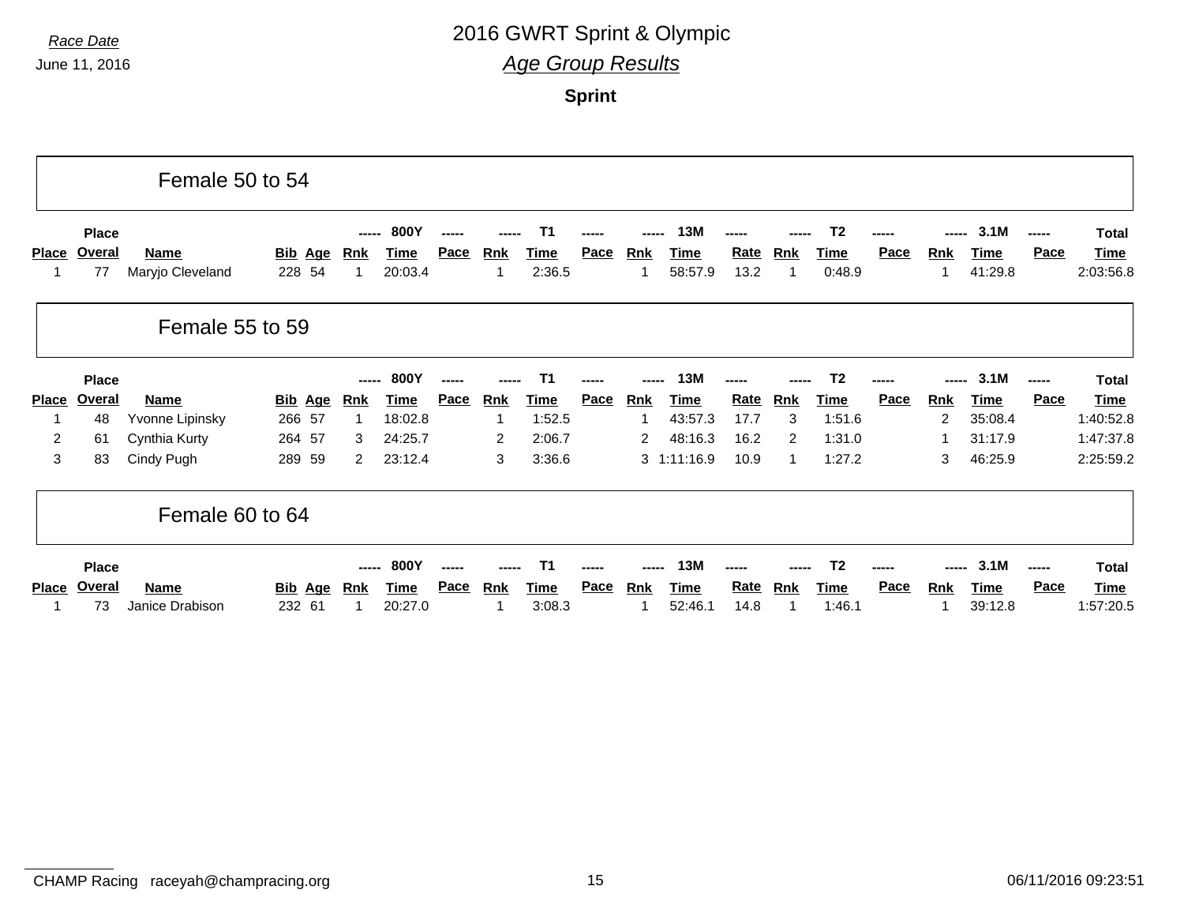Race Date

June 11, 2016

# 2016 GWRT Sprint & Olympic

## *Age Group Results*

**Sprint**

### Female 50 to 54

| Place | Place Overal | Name | Bib | Age | ----- Rnk | 800Y Time | ----- Pace | ----- Rnk | T1 Time | ----- Pace | ----- Rnk | 13M Time | ----- Rate | ----- Rnk | T2 Time | ----- Pace | ----- Rnk | 3.1M Time | ----- Pace | Total Time |
|---|---|---|---|---|---|---|---|---|---|---|---|---|---|---|---|---|---|---|---|---|
| 1 | 77 | Maryjo Cleveland | 228 | 54 | 1 | 20:03.4 | | 1 | 2:36.5 | | 1 | 58:57.9 | 13.2 | 1 | 0:48.9 | | 1 | 41:29.8 | | 2:03:56.8 |

### Female 55 to 59

| Place | Place Overal | Name | Bib | Age | ----- Rnk | 800Y Time | ----- Pace | ----- Rnk | T1 Time | ----- Pace | ----- Rnk | 13M Time | ----- Rate | ----- Rnk | T2 Time | ----- Pace | ----- Rnk | 3.1M Time | ----- Pace | Total Time |
|---|---|---|---|---|---|---|---|---|---|---|---|---|---|---|---|---|---|---|---|---|
| 1 | 48 | Yvonne Lipinsky | 266 | 57 | 1 | 18:02.8 | | 1 | 1:52.5 | | 1 | 43:57.3 | 17.7 | 3 | 1:51.6 | | 2 | 35:08.4 | | 1:40:52.8 |
| 2 | 61 | Cynthia Kurty | 264 | 57 | 3 | 24:25.7 | | 2 | 2:06.7 | | 2 | 48:16.3 | 16.2 | 2 | 1:31.0 | | 1 | 31:17.9 | | 1:47:37.8 |
| 3 | 83 | Cindy Pugh | 289 | 59 | 2 | 23:12.4 | | 3 | 3:36.6 | | 3 | 1:11:16.9 | 10.9 | 1 | 1:27.2 | | 3 | 46:25.9 | | 2:25:59.2 |

### Female 60 to 64

| Place | Place Overal | Name | Bib | Age | ----- Rnk | 800Y Time | ----- Pace | ----- Rnk | T1 Time | ----- Pace | ----- Rnk | 13M Time | ----- Rate | ----- Rnk | T2 Time | ----- Pace | ----- Rnk | 3.1M Time | ----- Pace | Total Time |
|---|---|---|---|---|---|---|---|---|---|---|---|---|---|---|---|---|---|---|---|---|
| 1 | 73 | Janice Drabison | 232 | 61 | 1 | 20:27.0 | | 1 | 3:08.3 | | 1 | 52:46.1 | 14.8 | 1 | 1:46.1 | | 1 | 39:12.8 | | 1:57:20.5 |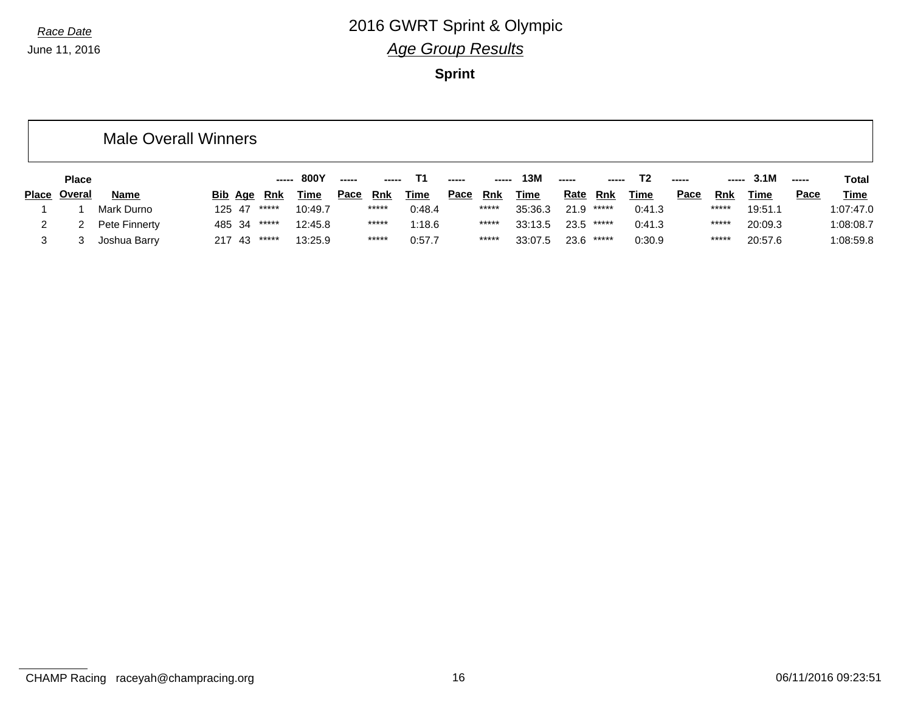*Race Date*

June 11, 2016

# 2016 GWRT Sprint & Olympic

## *Age Group Results*

**Sprint**

### Male Overall Winners

| | Place | | | | ----- | 800Y | ----- | ----- | T1 | ----- | ----- | 13M | ----- | ----- | T2 | ----- | ----- | 3.1M | ----- | Total |
|---|---|---|---|---|---|---|---|---|---|---|---|---|---|---|---|---|---|---|---|---|
| **Place** | **Overal** | **Name** | **Bib** | **Age** | **Rnk** | **Time** | **Pace** | **Rnk** | **Time** | **Pace** | **Rnk** | **Time** | **Rate** | **Rnk** | **Time** | **Pace** | **Rnk** | **Time** | **Pace** | **Time** |
| 1 | 1 | Mark Durno | 125 | 47 | ***** | 10:49.7 | | ***** | 0:48.4 | | ***** | 35:36.3 | 21.9 | ***** | 0:41.3 | | ***** | 19:51.1 | | 1:07:47.0 |
| 2 | 2 | Pete Finnerty | 485 | 34 | ***** | 12:45.8 | | ***** | 1:18.6 | | ***** | 33:13.5 | 23.5 | ***** | 0:41.3 | | ***** | 20:09.3 | | 1:08:08.7 |
| 3 | 3 | Joshua Barry | 217 | 43 | ***** | 13:25.9 | | ***** | 0:57.7 | | ***** | 33:07.5 | 23.6 | ***** | 0:30.9 | | ***** | 20:57.6 | | 1:08:59.8 |

CHAMP Racing raceyah@champracing.org

06/11/2016 09:23:51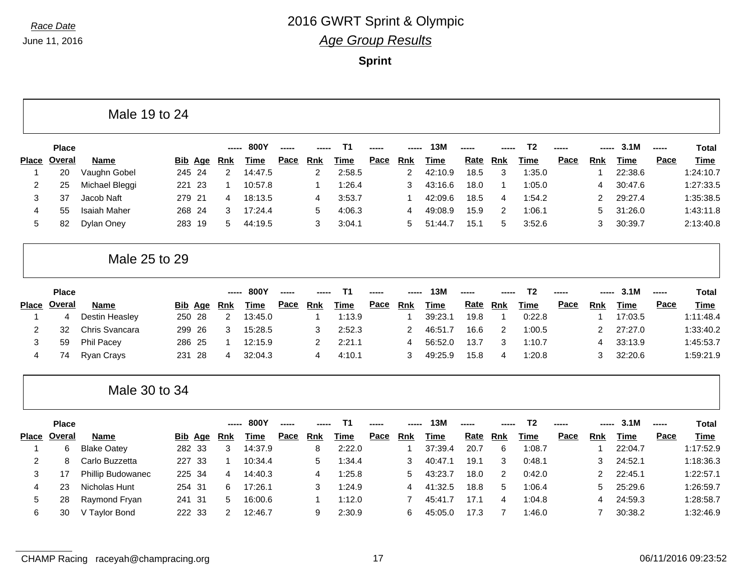Race Date
June 11, 2016

# 2016 GWRT Sprint & Olympic

## *Age Group Results*

### Sprint

## Male 19 to 24

| Place | Place Overal | Name | Bib | Age | 800Y Rnk | 800Y Time | 800Y Pace | T1 Rnk | T1 Time | T1 Pace | 13M Rnk | 13M Time | 13M Rate | T2 Rnk | T2 Time | T2 Pace | 3.1M Rnk | 3.1M Time | 3.1M Pace | Total Time |
|---|---|---|---|---|---|---|---|---|---|---|---|---|---|---|---|---|---|---|---|---|
| 1 | 20 | Vaughn Gobel | 245 | 24 | 2 | 14:47.5 | | 2 | 2:58.5 | | 2 | 42:10.9 | 18.5 | 3 | 1:35.0 | | 1 | 22:38.6 | | 1:24:10.7 |
| 2 | 25 | Michael Bleggi | 221 | 23 | 1 | 10:57.8 | | 1 | 1:26.4 | | 3 | 43:16.6 | 18.0 | 1 | 1:05.0 | | 4 | 30:47.6 | | 1:27:33.5 |
| 3 | 37 | Jacob Naft | 279 | 21 | 4 | 18:13.5 | | 4 | 3:53.7 | | 1 | 42:09.6 | 18.5 | 4 | 1:54.2 | | 2 | 29:27.4 | | 1:35:38.5 |
| 4 | 55 | Isaiah Maher | 268 | 24 | 3 | 17:24.4 | | 5 | 4:06.3 | | 4 | 49:08.9 | 15.9 | 2 | 1:06.1 | | 5 | 31:26.0 | | 1:43:11.8 |
| 5 | 82 | Dylan Oney | 283 | 19 | 5 | 44:19.5 | | 3 | 3:04.1 | | 5 | 51:44.7 | 15.1 | 5 | 3:52.6 | | 3 | 30:39.7 | | 2:13:40.8 |

## Male 25 to 29

| Place | Place Overal | Name | Bib | Age | 800Y Rnk | 800Y Time | 800Y Pace | T1 Rnk | T1 Time | T1 Pace | 13M Rnk | 13M Time | 13M Rate | T2 Rnk | T2 Time | T2 Pace | 3.1M Rnk | 3.1M Time | 3.1M Pace | Total Time |
|---|---|---|---|---|---|---|---|---|---|---|---|---|---|---|---|---|---|---|---|---|
| 1 | 4 | Destin Heasley | 250 | 28 | 2 | 13:45.0 | | 1 | 1:13.9 | | 1 | 39:23.1 | 19.8 | 1 | 0:22.8 | | 1 | 17:03.5 | | 1:11:48.4 |
| 2 | 32 | Chris Svancara | 299 | 26 | 3 | 15:28.5 | | 3 | 2:52.3 | | 2 | 46:51.7 | 16.6 | 2 | 1:00.5 | | 2 | 27:27.0 | | 1:33:40.2 |
| 3 | 59 | Phil Pacey | 286 | 25 | 1 | 12:15.9 | | 2 | 2:21.1 | | 4 | 56:52.0 | 13.7 | 3 | 1:10.7 | | 4 | 33:13.9 | | 1:45:53.7 |
| 4 | 74 | Ryan Crays | 231 | 28 | 4 | 32:04.3 | | 4 | 4:10.1 | | 3 | 49:25.9 | 15.8 | 4 | 1:20.8 | | 3 | 32:20.6 | | 1:59:21.9 |

## Male 30 to 34

| Place | Place Overal | Name | Bib | Age | 800Y Rnk | 800Y Time | 800Y Pace | T1 Rnk | T1 Time | T1 Pace | 13M Rnk | 13M Time | 13M Rate | T2 Rnk | T2 Time | T2 Pace | 3.1M Rnk | 3.1M Time | 3.1M Pace | Total Time |
|---|---|---|---|---|---|---|---|---|---|---|---|---|---|---|---|---|---|---|---|---|
| 1 | 6 | Blake Oatey | 282 | 33 | 3 | 14:37.9 | | 8 | 2:22.0 | | 1 | 37:39.4 | 20.7 | 6 | 1:08.7 | | 1 | 22:04.7 | | 1:17:52.9 |
| 2 | 8 | Carlo Buzzetta | 227 | 33 | 1 | 10:34.4 | | 5 | 1:34.4 | | 3 | 40:47.1 | 19.1 | 3 | 0:48.1 | | 3 | 24:52.1 | | 1:18:36.3 |
| 3 | 17 | Phillip Budowanec | 225 | 34 | 4 | 14:40.3 | | 4 | 1:25.8 | | 5 | 43:23.7 | 18.0 | 2 | 0:42.0 | | 2 | 22:45.1 | | 1:22:57.1 |
| 4 | 23 | Nicholas Hunt | 254 | 31 | 6 | 17:26.1 | | 3 | 1:24.9 | | 4 | 41:32.5 | 18.8 | 5 | 1:06.4 | | 5 | 25:29.6 | | 1:26:59.7 |
| 5 | 28 | Raymond Fryan | 241 | 31 | 5 | 16:00.6 | | 1 | 1:12.0 | | 7 | 45:41.7 | 17.1 | 4 | 1:04.8 | | 4 | 24:59.3 | | 1:28:58.7 |
| 6 | 30 | V Taylor Bond | 222 | 33 | 2 | 12:46.7 | | 9 | 2:30.9 | | 6 | 45:05.0 | 17.3 | 7 | 1:46.0 | | 7 | 30:38.2 | | 1:32:46.9 |

CHAMP Racing raceyah@champracing.org 06/11/2016 09:23:52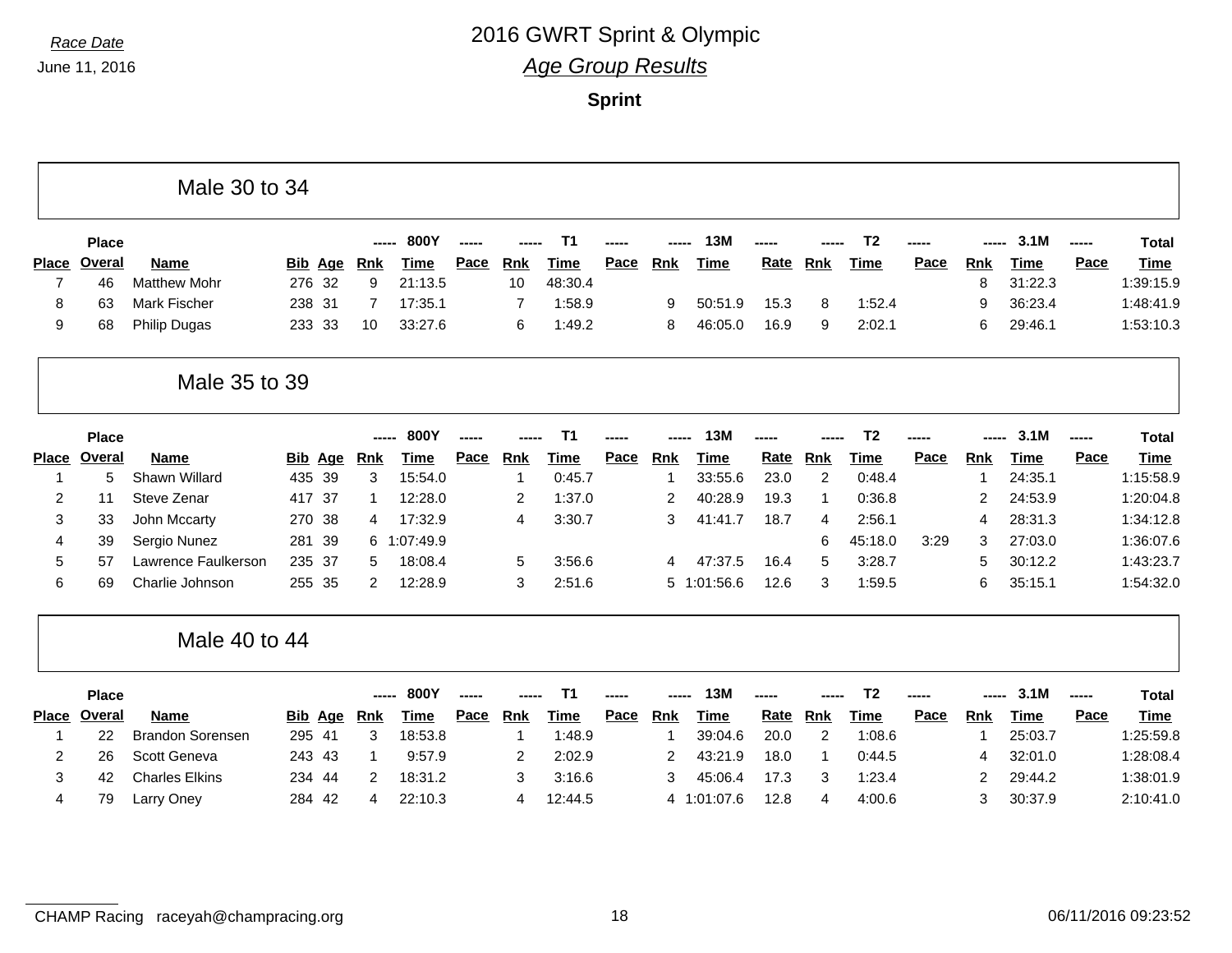*Race Date*
June 11, 2016

# 2016 GWRT Sprint & Olympic

## *Age Group Results*

### Sprint

## Male 30 to 34

| Place | Place Overal | Name | Bib | Age | ----- Rnk | 800Y Time | ----- Pace | ----- Rnk | T1 Time | ----- Pace | ----- Rnk | 13M Time | ----- Rate | ----- Rnk | T2 Time | ----- Pace | ----- Rnk | 3.1M Time | ----- Pace | Total Time |
|---|---|---|---|---|---|---|---|---|---|---|---|---|---|---|---|---|---|---|---|---|
| 7 | 46 | Matthew Mohr | 276 | 32 | 9 | 21:13.5 | | 10 | 48:30.4 | | | | | | | | 8 | 31:22.3 | | 1:39:15.9 |
| 8 | 63 | Mark Fischer | 238 | 31 | 7 | 17:35.1 | | 7 | 1:58.9 | | 9 | 50:51.9 | 15.3 | 8 | 1:52.4 | | 9 | 36:23.4 | | 1:48:41.9 |
| 9 | 68 | Philip Dugas | 233 | 33 | 10 | 33:27.6 | | 6 | 1:49.2 | | 8 | 46:05.0 | 16.9 | 9 | 2:02.1 | | 6 | 29:46.1 | | 1:53:10.3 |

## Male 35 to 39

| Place | Place Overal | Name | Bib | Age | ----- Rnk | 800Y Time | ----- Pace | ----- Rnk | T1 Time | ----- Pace | ----- Rnk | 13M Time | ----- Rate | ----- Rnk | T2 Time | ----- Pace | ----- Rnk | 3.1M Time | ----- Pace | Total Time |
|---|---|---|---|---|---|---|---|---|---|---|---|---|---|---|---|---|---|---|---|---|
| 1 | 5 | Shawn Willard | 435 | 39 | 3 | 15:54.0 | | 1 | 0:45.7 | | 1 | 33:55.6 | 23.0 | 2 | 0:48.4 | | 1 | 24:35.1 | | 1:15:58.9 |
| 2 | 11 | Steve Zenar | 417 | 37 | 1 | 12:28.0 | | 2 | 1:37.0 | | 2 | 40:28.9 | 19.3 | 1 | 0:36.8 | | 2 | 24:53.9 | | 1:20:04.8 |
| 3 | 33 | John Mccarty | 270 | 38 | 4 | 17:32.9 | | 4 | 3:30.7 | | 3 | 41:41.7 | 18.7 | 4 | 2:56.1 | | 4 | 28:31.3 | | 1:34:12.8 |
| 4 | 39 | Sergio Nunez | 281 | 39 | 6 | 1:07:49.9 | | | | | | | | 6 | 45:18.0 | 3:29 | 3 | 27:03.0 | | 1:36:07.6 |
| 5 | 57 | Lawrence Faulkerson | 235 | 37 | 5 | 18:08.4 | | 5 | 3:56.6 | | 4 | 47:37.5 | 16.4 | 5 | 3:28.7 | | 5 | 30:12.2 | | 1:43:23.7 |
| 6 | 69 | Charlie Johnson | 255 | 35 | 2 | 12:28.9 | | 3 | 2:51.6 | | 5 | 1:01:56.6 | 12.6 | 3 | 1:59.5 | | 6 | 35:15.1 | | 1:54:32.0 |

## Male 40 to 44

| Place | Place Overal | Name | Bib | Age | ----- Rnk | 800Y Time | ----- Pace | ----- Rnk | T1 Time | ----- Pace | ----- Rnk | 13M Time | ----- Rate | ----- Rnk | T2 Time | ----- Pace | ----- Rnk | 3.1M Time | ----- Pace | Total Time |
|---|---|---|---|---|---|---|---|---|---|---|---|---|---|---|---|---|---|---|---|---|
| 1 | 22 | Brandon Sorensen | 295 | 41 | 3 | 18:53.8 | | 1 | 1:48.9 | | 1 | 39:04.6 | 20.0 | 2 | 1:08.6 | | 1 | 25:03.7 | | 1:25:59.8 |
| 2 | 26 | Scott Geneva | 243 | 43 | 1 | 9:57.9 | | 2 | 2:02.9 | | 2 | 43:21.9 | 18.0 | 1 | 0:44.5 | | 4 | 32:01.0 | | 1:28:08.4 |
| 3 | 42 | Charles Elkins | 234 | 44 | 2 | 18:31.2 | | 3 | 3:16.6 | | 3 | 45:06.4 | 17.3 | 3 | 1:23.4 | | 2 | 29:44.2 | | 1:38:01.9 |
| 4 | 79 | Larry Oney | 284 | 42 | 4 | 22:10.3 | | 4 | 12:44.5 | | 4 | 1:01:07.6 | 12.8 | 4 | 4:00.6 | | 3 | 30:37.9 | | 2:10:41.0 |

CHAMP Racing raceyah@champracing.org 06/11/2016 09:23:52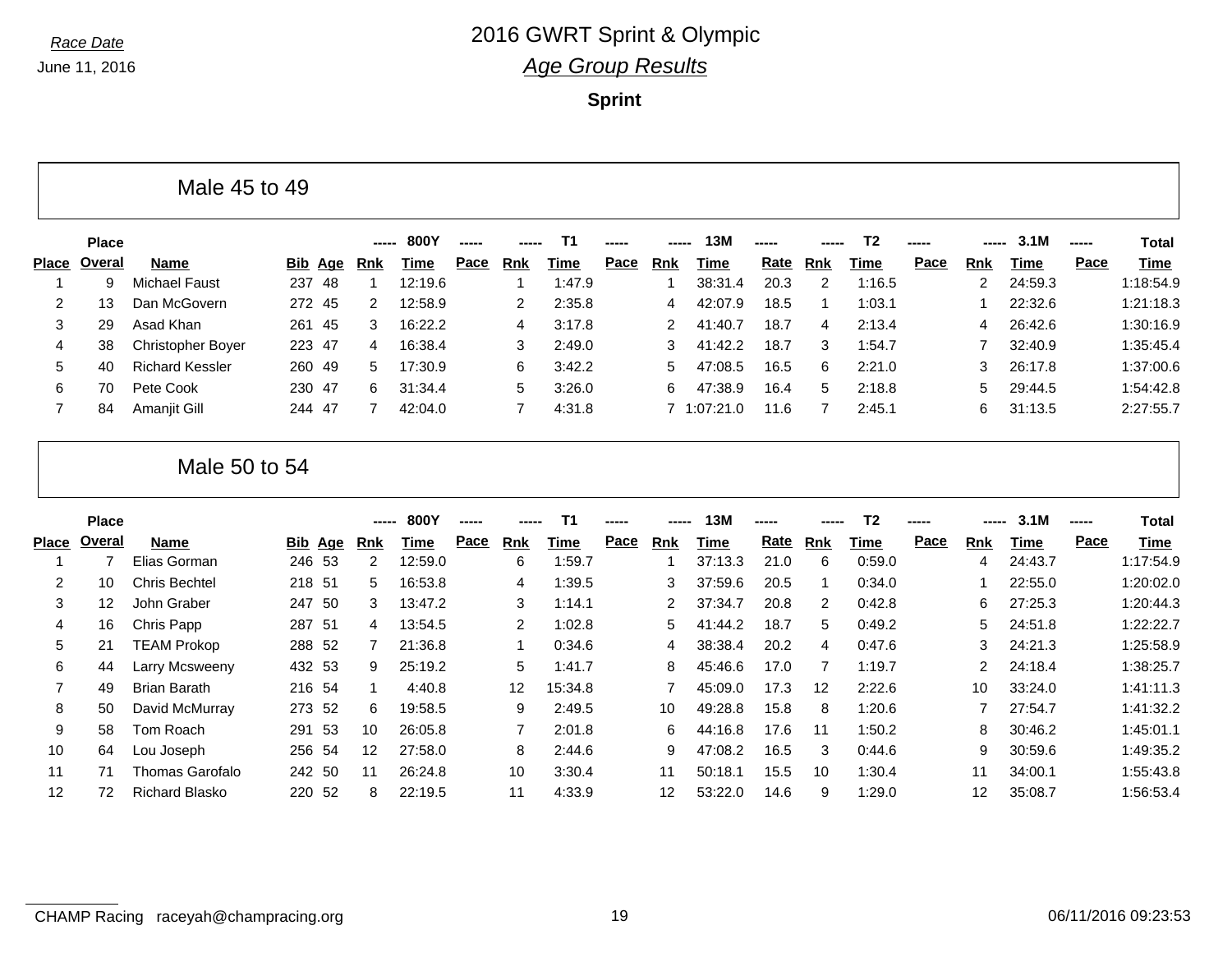*Race Date*

June 11, 2016

# 2016 GWRT Sprint & Olympic

## *Age Group Results*

### Sprint

## Male 45 to 49

| Place | Place Overal | Name | Bib | Age | 800Y Rnk | 800Y Time | 800Y Pace | T1 Rnk | T1 Time | T1 Pace | 13M Rnk | 13M Time | 13M Rate | T2 Rnk | T2 Time | T2 Pace | 3.1M Rnk | 3.1M Time | 3.1M Pace | Total Time |
|---|---|---|---|---|---|---|---|---|---|---|---|---|---|---|---|---|---|---|---|---|
| 1 | 9 | Michael Faust | 237 | 48 | 1 | 12:19.6 | | 1 | 1:47.9 | | 1 | 38:31.4 | 20.3 | 2 | 1:16.5 | | 2 | 24:59.3 | | 1:18:54.9 |
| 2 | 13 | Dan McGovern | 272 | 45 | 2 | 12:58.9 | | 2 | 2:35.8 | | 4 | 42:07.9 | 18.5 | 1 | 1:03.1 | | 1 | 22:32.6 | | 1:21:18.3 |
| 3 | 29 | Asad Khan | 261 | 45 | 3 | 16:22.2 | | 4 | 3:17.8 | | 2 | 41:40.7 | 18.7 | 4 | 2:13.4 | | 4 | 26:42.6 | | 1:30:16.9 |
| 4 | 38 | Christopher Boyer | 223 | 47 | 4 | 16:38.4 | | 3 | 2:49.0 | | 3 | 41:42.2 | 18.7 | 3 | 1:54.7 | | 7 | 32:40.9 | | 1:35:45.4 |
| 5 | 40 | Richard Kessler | 260 | 49 | 5 | 17:30.9 | | 6 | 3:42.2 | | 5 | 47:08.5 | 16.5 | 6 | 2:21.0 | | 3 | 26:17.8 | | 1:37:00.6 |
| 6 | 70 | Pete Cook | 230 | 47 | 6 | 31:34.4 | | 5 | 3:26.0 | | 6 | 47:38.9 | 16.4 | 5 | 2:18.8 | | 5 | 29:44.5 | | 1:54:42.8 |
| 7 | 84 | Amanjit Gill | 244 | 47 | 7 | 42:04.0 | | 7 | 4:31.8 | | 7 | 1:07:21.0 | 11.6 | 7 | 2:45.1 | | 6 | 31:13.5 | | 2:27:55.7 |

## Male 50 to 54

| Place | Place Overal | Name | Bib | Age | 800Y Rnk | 800Y Time | 800Y Pace | T1 Rnk | T1 Time | T1 Pace | 13M Rnk | 13M Time | 13M Rate | T2 Rnk | T2 Time | T2 Pace | 3.1M Rnk | 3.1M Time | 3.1M Pace | Total Time |
|---|---|---|---|---|---|---|---|---|---|---|---|---|---|---|---|---|---|---|---|---|
| 1 | 7 | Elias Gorman | 246 | 53 | 2 | 12:59.0 | | 6 | 1:59.7 | | 1 | 37:13.3 | 21.0 | 6 | 0:59.0 | | 4 | 24:43.7 | | 1:17:54.9 |
| 2 | 10 | Chris Bechtel | 218 | 51 | 5 | 16:53.8 | | 4 | 1:39.5 | | 3 | 37:59.6 | 20.5 | 1 | 0:34.0 | | 1 | 22:55.0 | | 1:20:02.0 |
| 3 | 12 | John Graber | 247 | 50 | 3 | 13:47.2 | | 3 | 1:14.1 | | 2 | 37:34.7 | 20.8 | 2 | 0:42.8 | | 6 | 27:25.3 | | 1:20:44.3 |
| 4 | 16 | Chris Papp | 287 | 51 | 4 | 13:54.5 | | 2 | 1:02.8 | | 5 | 41:44.2 | 18.7 | 5 | 0:49.2 | | 5 | 24:51.8 | | 1:22:22.7 |
| 5 | 21 | TEAM Prokop | 288 | 52 | 7 | 21:36.8 | | 1 | 0:34.6 | | 4 | 38:38.4 | 20.2 | 4 | 0:47.6 | | 3 | 24:21.3 | | 1:25:58.9 |
| 6 | 44 | Larry Mcsweeny | 432 | 53 | 9 | 25:19.2 | | 5 | 1:41.7 | | 8 | 45:46.6 | 17.0 | 7 | 1:19.7 | | 2 | 24:18.4 | | 1:38:25.7 |
| 7 | 49 | Brian Barath | 216 | 54 | 1 | 4:40.8 | | 12 | 15:34.8 | | 7 | 45:09.0 | 17.3 | 12 | 2:22.6 | | 10 | 33:24.0 | | 1:41:11.3 |
| 8 | 50 | David McMurray | 273 | 52 | 6 | 19:58.5 | | 9 | 2:49.5 | | 10 | 49:28.8 | 15.8 | 8 | 1:20.6 | | 7 | 27:54.7 | | 1:41:32.2 |
| 9 | 58 | Tom Roach | 291 | 53 | 10 | 26:05.8 | | 7 | 2:01.8 | | 6 | 44:16.8 | 17.6 | 11 | 1:50.2 | | 8 | 30:46.2 | | 1:45:01.1 |
| 10 | 64 | Lou Joseph | 256 | 54 | 12 | 27:58.0 | | 8 | 2:44.6 | | 9 | 47:08.2 | 16.5 | 3 | 0:44.6 | | 9 | 30:59.6 | | 1:49:35.2 |
| 11 | 71 | Thomas Garofalo | 242 | 50 | 11 | 26:24.8 | | 10 | 3:30.4 | | 11 | 50:18.1 | 15.5 | 10 | 1:30.4 | | 11 | 34:00.1 | | 1:55:43.8 |
| 12 | 72 | Richard Blasko | 220 | 52 | 8 | 22:19.5 | | 11 | 4:33.9 | | 12 | 53:22.0 | 14.6 | 9 | 1:29.0 | | 12 | 35:08.7 | | 1:56:53.4 |

CHAMP Racing raceyah@champracing.org 06/11/2016 09:23:53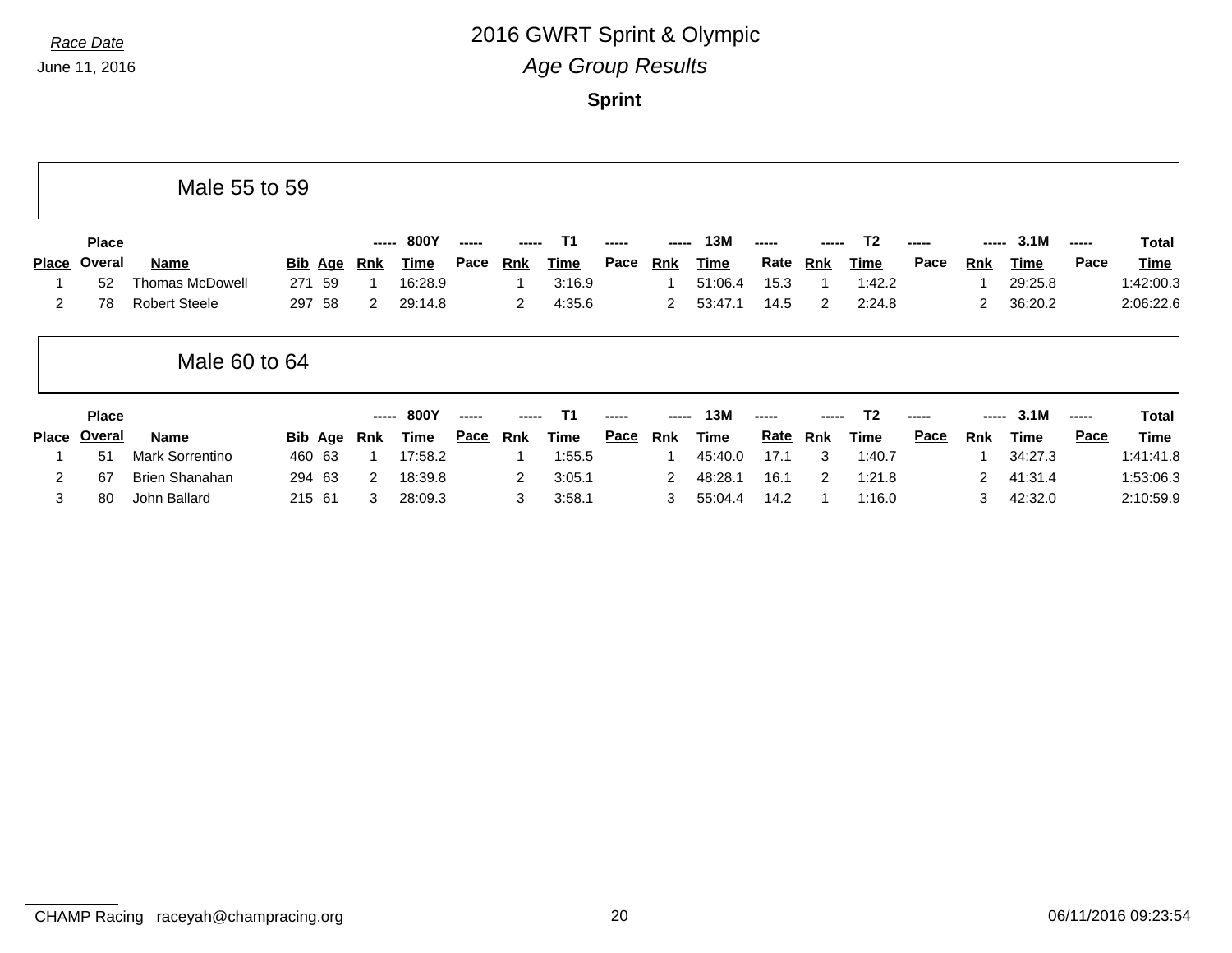*Race Date*

June 11, 2016

# 2016 GWRT Sprint & Olympic

## *Age Group Results*

### Sprint

## Male 55 to 59

| Place | Place Overal | Name | Bib | Age | ----- Rnk | 800Y Time | ----- Pace | ----- Rnk | T1 Time | ----- Pace | ----- Rnk | 13M Time | ----- Rate | ----- Rnk | T2 Time | ----- Pace | ----- Rnk | 3.1M Time | ----- Pace | Total Time |
|---|---|---|---|---|---|---|---|---|---|---|---|---|---|---|---|---|---|---|---|---|
| 1 | 52 | Thomas McDowell | 271 | 59 | 1 | 16:28.9 | | 1 | 3:16.9 | | 1 | 51:06.4 | 15.3 | 1 | 1:42.2 | | 1 | 29:25.8 | | 1:42:00.3 |
| 2 | 78 | Robert Steele | 297 | 58 | 2 | 29:14.8 | | 2 | 4:35.6 | | 2 | 53:47.1 | 14.5 | 2 | 2:24.8 | | 2 | 36:20.2 | | 2:06:22.6 |

## Male 60 to 64

| Place | Place Overal | Name | Bib | Age | ----- Rnk | 800Y Time | ----- Pace | ----- Rnk | T1 Time | ----- Pace | ----- Rnk | 13M Time | ----- Rate | ----- Rnk | T2 Time | ----- Pace | ----- Rnk | 3.1M Time | ----- Pace | Total Time |
|---|---|---|---|---|---|---|---|---|---|---|---|---|---|---|---|---|---|---|---|---|
| 1 | 51 | Mark Sorrentino | 460 | 63 | 1 | 17:58.2 | | 1 | 1:55.5 | | 1 | 45:40.0 | 17.1 | 3 | 1:40.7 | | 1 | 34:27.3 | | 1:41:41.8 |
| 2 | 67 | Brien Shanahan | 294 | 63 | 2 | 18:39.8 | | 2 | 3:05.1 | | 2 | 48:28.1 | 16.1 | 2 | 1:21.8 | | 2 | 41:31.4 | | 1:53:06.3 |
| 3 | 80 | John Ballard | 215 | 61 | 3 | 28:09.3 | | 3 | 3:58.1 | | 3 | 55:04.4 | 14.2 | 1 | 1:16.0 | | 3 | 42:32.0 | | 2:10:59.9 |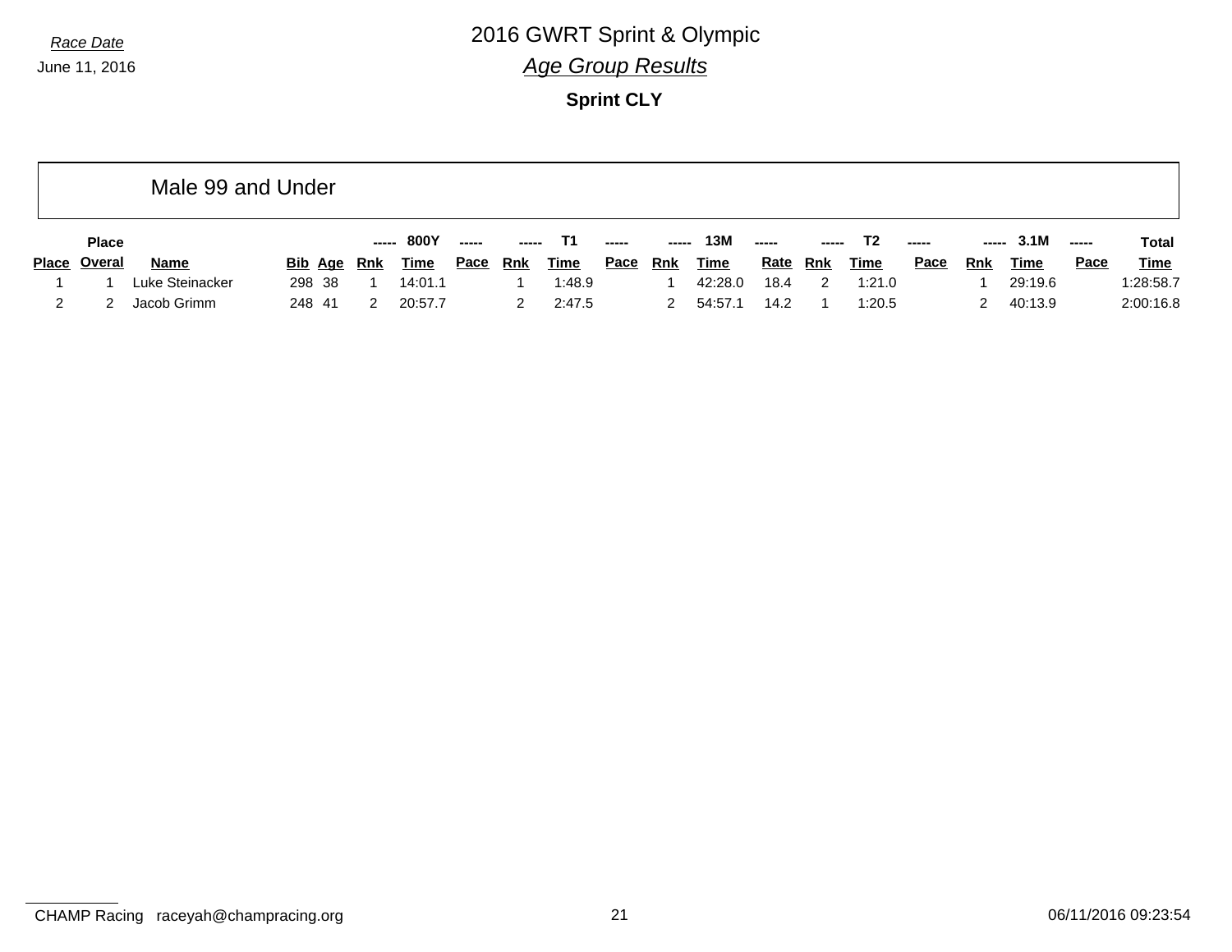Race Date

June 11, 2016

# 2016 GWRT Sprint & Olympic

## *Age Group Results*

### Sprint CLY

### Male 99 and Under

| | Place | | | | ----- | 800Y | ----- | ----- | T1 | ----- | ----- | 13M | ----- | ----- | T2 | ----- | ----- | 3.1M | ----- | Total |
|---|---|---|---|---|---|---|---|---|---|---|---|---|---|---|---|---|---|---|---|---|
| Place | Overal | Name | Bib | Age | Rnk | Time | Pace | Rnk | Time | Pace | Rnk | Time | Rate | Rnk | Time | Pace | Rnk | Time | Pace | Time |
| 1 | 1 | Luke Steinacker | 298 | 38 | 1 | 14:01.1 | | 1 | 1:48.9 | | 1 | 42:28.0 | 18.4 | 2 | 1:21.0 | | 1 | 29:19.6 | | 1:28:58.7 |
| 2 | 2 | Jacob Grimm | 248 | 41 | 2 | 20:57.7 | | 2 | 2:47.5 | | 2 | 54:57.1 | 14.2 | 1 | 1:20.5 | | 2 | 40:13.9 | | 2:00:16.8 |

CHAMP Racing raceyah@champracing.org

06/11/2016 09:23:54